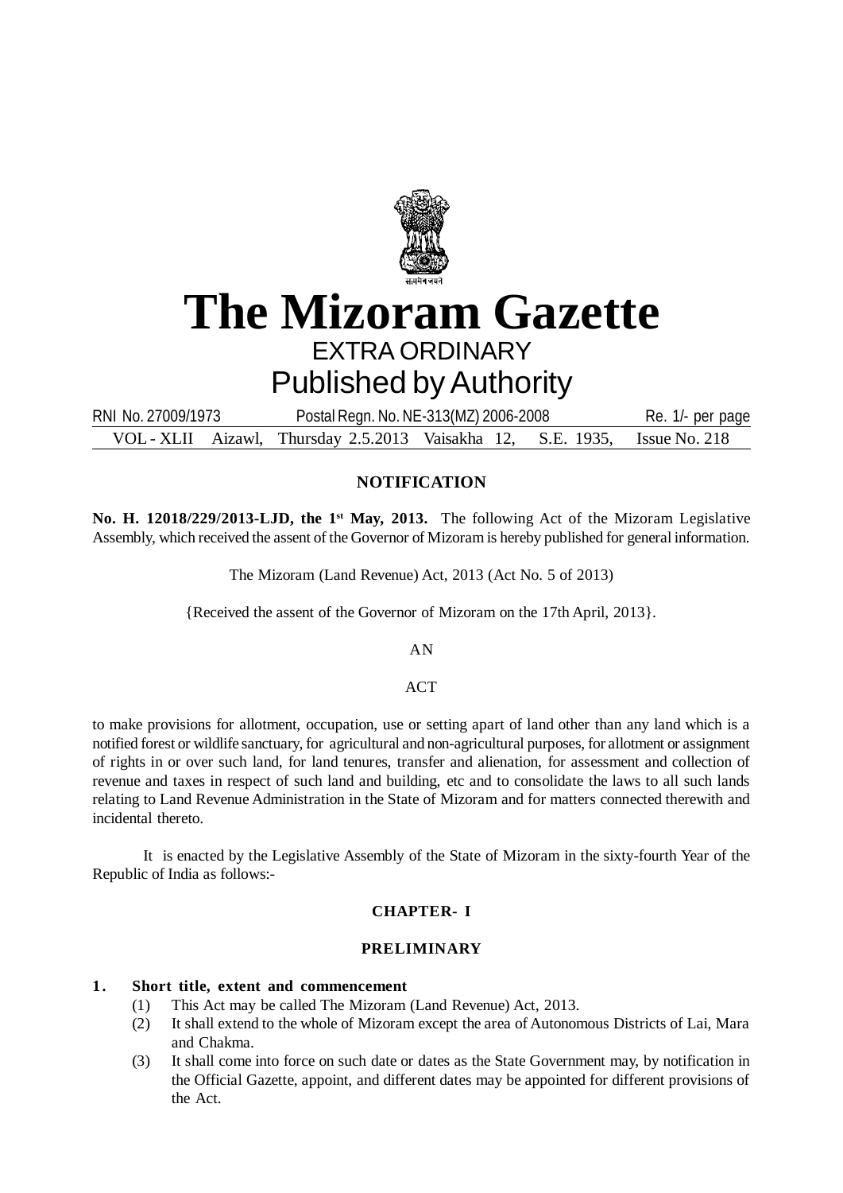# The Mizoram Gazette

EXTRA ORDINARY

Published by Authority

RNI No. 27009/1973 Postal Regn. No. NE-313(MZ) 2006-2008 Re. 1/- per page

VOL - XLII Aizawl, Thursday 2.5.2013 Vaisakha 12, S.E. 1935, Issue No. 218

## NOTIFICATION

**No. H. 12018/229/2013-LJD, the 1st May, 2013.** The following Act of the Mizoram Legislative Assembly, which received the assent of the Governor of Mizoram is hereby published for general information.

The Mizoram (Land Revenue) Act, 2013 (Act No. 5 of 2013)

{Received the assent of the Governor of Mizoram on the 17th April, 2013}.

AN

ACT

to make provisions for allotment, occupation, use or setting apart of land other than any land which is a notified forest or wildlife sanctuary, for agricultural and non-agricultural purposes, for allotment or assignment of rights in or over such land, for land tenures, transfer and alienation, for assessment and collection of revenue and taxes in respect of such land and building, etc and to consolidate the laws to all such lands relating to Land Revenue Administration in the State of Mizoram and for matters connected therewith and incidental thereto.

It is enacted by the Legislative Assembly of the State of Mizoram in the sixty-fourth Year of the Republic of India as follows:-

## CHAPTER- I

## PRELIMINARY

**1. Short title, extent and commencement**

(1) This Act may be called The Mizoram (Land Revenue) Act, 2013.

(2) It shall extend to the whole of Mizoram except the area of Autonomous Districts of Lai, Mara and Chakma.

(3) It shall come into force on such date or dates as the State Government may, by notification in the Official Gazette, appoint, and different dates may be appointed for different provisions of the Act.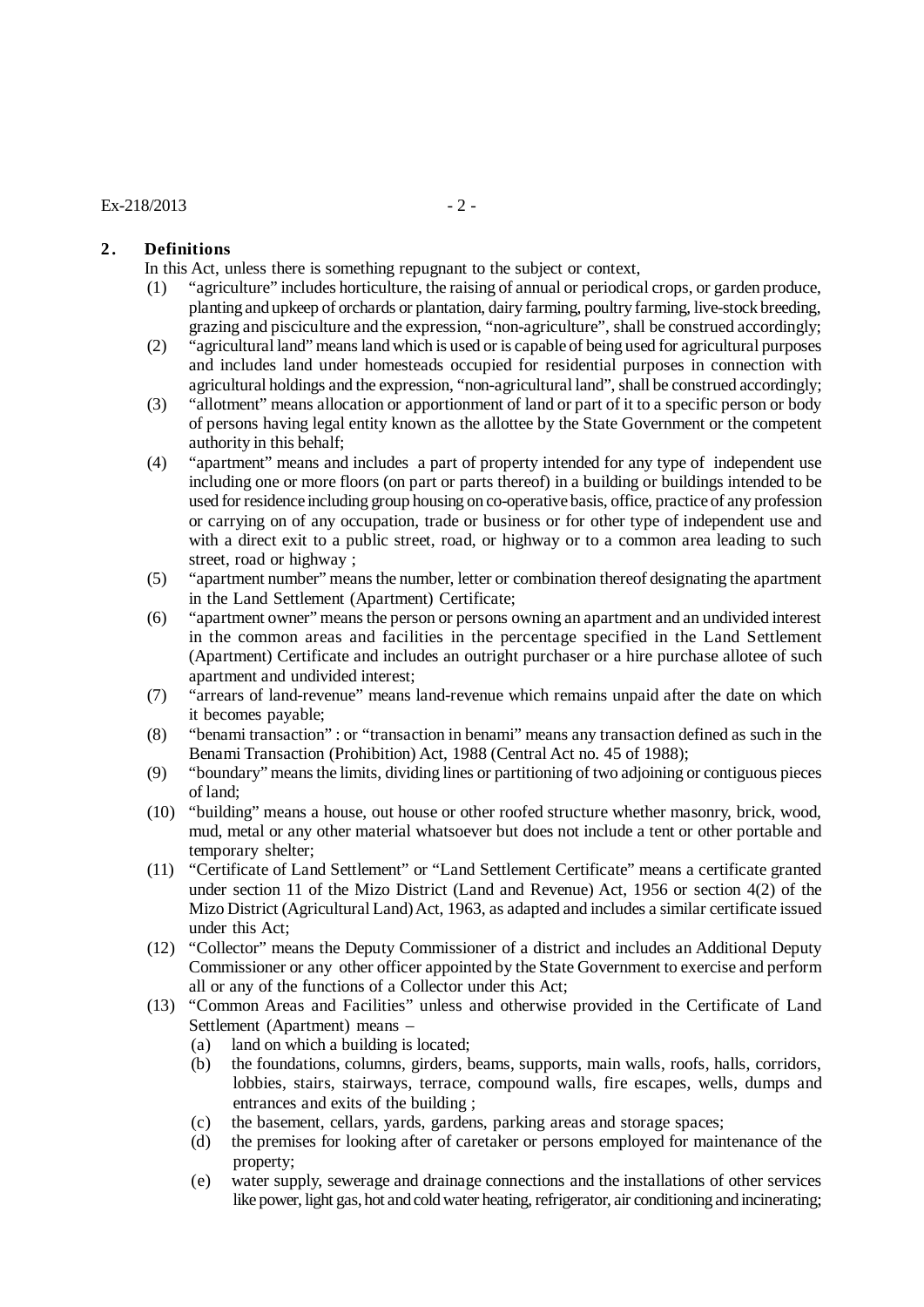## 2. Definitions

In this Act, unless there is something repugnant to the subject or context,

(1) "agriculture" includes horticulture, the raising of annual or periodical crops, or garden produce, planting and upkeep of orchards or plantation, dairy farming, poultry farming, live-stock breeding, grazing and pisciculture and the expression, "non-agriculture", shall be construed accordingly;

(2) "agricultural land" means land which is used or is capable of being used for agricultural purposes and includes land under homesteads occupied for residential purposes in connection with agricultural holdings and the expression, "non-agricultural land", shall be construed accordingly;

(3) "allotment" means allocation or apportionment of land or part of it to a specific person or body of persons having legal entity known as the allottee by the State Government or the competent authority in this behalf;

(4) "apartment" means and includes a part of property intended for any type of independent use including one or more floors (on part or parts thereof) in a building or buildings intended to be used for residence including group housing on co-operative basis, office, practice of any profession or carrying on of any occupation, trade or business or for other type of independent use and with a direct exit to a public street, road, or highway or to a common area leading to such street, road or highway ;

(5) "apartment number" means the number, letter or combination thereof designating the apartment in the Land Settlement (Apartment) Certificate;

(6) "apartment owner" means the person or persons owning an apartment and an undivided interest in the common areas and facilities in the percentage specified in the Land Settlement (Apartment) Certificate and includes an outright purchaser or a hire purchase allotee of such apartment and undivided interest;

(7) "arrears of land-revenue" means land-revenue which remains unpaid after the date on which it becomes payable;

(8) "benami transaction" : or "transaction in benami" means any transaction defined as such in the Benami Transaction (Prohibition) Act, 1988 (Central Act no. 45 of 1988);

(9) "boundary" means the limits, dividing lines or partitioning of two adjoining or contiguous pieces of land;

(10) "building" means a house, out house or other roofed structure whether masonry, brick, wood, mud, metal or any other material whatsoever but does not include a tent or other portable and temporary shelter;

(11) "Certificate of Land Settlement" or "Land Settlement Certificate" means a certificate granted under section 11 of the Mizo District (Land and Revenue) Act, 1956 or section 4(2) of the Mizo District (Agricultural Land) Act, 1963, as adapted and includes a similar certificate issued under this Act;

(12) "Collector" means the Deputy Commissioner of a district and includes an Additional Deputy Commissioner or any other officer appointed by the State Government to exercise and perform all or any of the functions of a Collector under this Act;

(13) "Common Areas and Facilities" unless and otherwise provided in the Certificate of Land Settlement (Apartment) means –

   (a) land on which a building is located;

   (b) the foundations, columns, girders, beams, supports, main walls, roofs, halls, corridors, lobbies, stairs, stairways, terrace, compound walls, fire escapes, wells, dumps and entrances and exits of the building ;

   (c) the basement, cellars, yards, gardens, parking areas and storage spaces;

   (d) the premises for looking after of caretaker or persons employed for maintenance of the property;

   (e) water supply, sewerage and drainage connections and the installations of other services like power, light gas, hot and cold water heating, refrigerator, air conditioning and incinerating;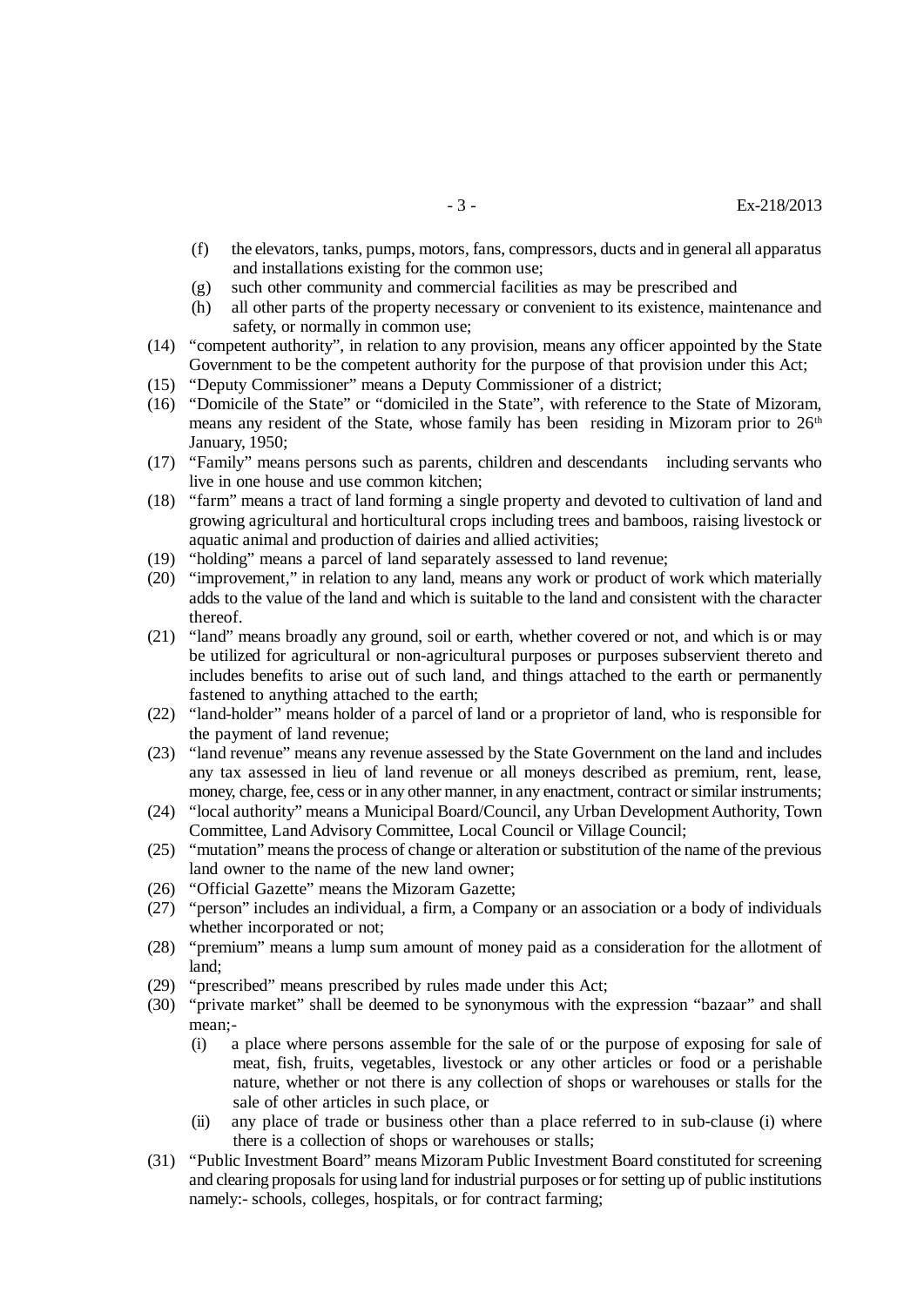(f) the elevators, tanks, pumps, motors, fans, compressors, ducts and in general all apparatus and installations existing for the common use;

(g) such other community and commercial facilities as may be prescribed and

(h) all other parts of the property necessary or convenient to its existence, maintenance and safety, or normally in common use;

(14) "competent authority", in relation to any provision, means any officer appointed by the State Government to be the competent authority for the purpose of that provision under this Act;

(15) "Deputy Commissioner" means a Deputy Commissioner of a district;

(16) "Domicile of the State" or "domiciled in the State", with reference to the State of Mizoram, means any resident of the State, whose family has been residing in Mizoram prior to 26th January, 1950;

(17) "Family" means persons such as parents, children and descendants including servants who live in one house and use common kitchen;

(18) "farm" means a tract of land forming a single property and devoted to cultivation of land and growing agricultural and horticultural crops including trees and bamboos, raising livestock or aquatic animal and production of dairies and allied activities;

(19) "holding" means a parcel of land separately assessed to land revenue;

(20) "improvement," in relation to any land, means any work or product of work which materially adds to the value of the land and which is suitable to the land and consistent with the character thereof.

(21) "land" means broadly any ground, soil or earth, whether covered or not, and which is or may be utilized for agricultural or non-agricultural purposes or purposes subservient thereto and includes benefits to arise out of such land, and things attached to the earth or permanently fastened to anything attached to the earth;

(22) "land-holder" means holder of a parcel of land or a proprietor of land, who is responsible for the payment of land revenue;

(23) "land revenue" means any revenue assessed by the State Government on the land and includes any tax assessed in lieu of land revenue or all moneys described as premium, rent, lease, money, charge, fee, cess or in any other manner, in any enactment, contract or similar instruments;

(24) "local authority" means a Municipal Board/Council, any Urban Development Authority, Town Committee, Land Advisory Committee, Local Council or Village Council;

(25) "mutation" means the process of change or alteration or substitution of the name of the previous land owner to the name of the new land owner;

(26) "Official Gazette" means the Mizoram Gazette;

(27) "person" includes an individual, a firm, a Company or an association or a body of individuals whether incorporated or not;

(28) "premium" means a lump sum amount of money paid as a consideration for the allotment of land;

(29) "prescribed" means prescribed by rules made under this Act;

(30) "private market" shall be deemed to be synonymous with the expression "bazaar" and shall mean;-

(i) a place where persons assemble for the sale of or the purpose of exposing for sale of meat, fish, fruits, vegetables, livestock or any other articles or food or a perishable nature, whether or not there is any collection of shops or warehouses or stalls for the sale of other articles in such place, or

(ii) any place of trade or business other than a place referred to in sub-clause (i) where there is a collection of shops or warehouses or stalls;

(31) "Public Investment Board" means Mizoram Public Investment Board constituted for screening and clearing proposals for using land for industrial purposes or for setting up of public institutions namely:- schools, colleges, hospitals, or for contract farming;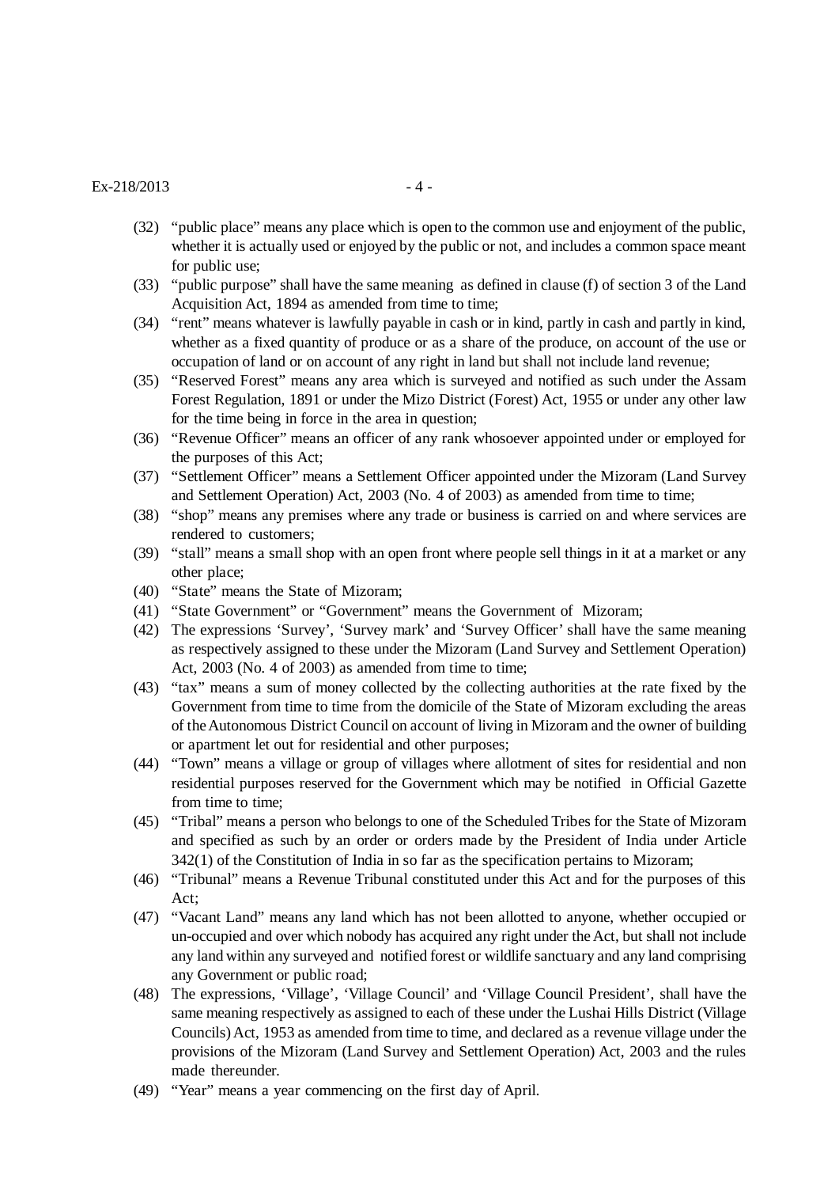(32) "public place" means any place which is open to the common use and enjoyment of the public, whether it is actually used or enjoyed by the public or not, and includes a common space meant for public use;

(33) "public purpose" shall have the same meaning as defined in clause (f) of section 3 of the Land Acquisition Act, 1894 as amended from time to time;

(34) "rent" means whatever is lawfully payable in cash or in kind, partly in cash and partly in kind, whether as a fixed quantity of produce or as a share of the produce, on account of the use or occupation of land or on account of any right in land but shall not include land revenue;

(35) "Reserved Forest" means any area which is surveyed and notified as such under the Assam Forest Regulation, 1891 or under the Mizo District (Forest) Act, 1955 or under any other law for the time being in force in the area in question;

(36) "Revenue Officer" means an officer of any rank whosoever appointed under or employed for the purposes of this Act;

(37) "Settlement Officer" means a Settlement Officer appointed under the Mizoram (Land Survey and Settlement Operation) Act, 2003 (No. 4 of 2003) as amended from time to time;

(38) "shop" means any premises where any trade or business is carried on and where services are rendered to customers;

(39) "stall" means a small shop with an open front where people sell things in it at a market or any other place;

(40) "State" means the State of Mizoram;

(41) "State Government" or "Government" means the Government of Mizoram;

(42) The expressions 'Survey', 'Survey mark' and 'Survey Officer' shall have the same meaning as respectively assigned to these under the Mizoram (Land Survey and Settlement Operation) Act, 2003 (No. 4 of 2003) as amended from time to time;

(43) "tax" means a sum of money collected by the collecting authorities at the rate fixed by the Government from time to time from the domicile of the State of Mizoram excluding the areas of the Autonomous District Council on account of living in Mizoram and the owner of building or apartment let out for residential and other purposes;

(44) "Town" means a village or group of villages where allotment of sites for residential and non residential purposes reserved for the Government which may be notified in Official Gazette from time to time;

(45) "Tribal" means a person who belongs to one of the Scheduled Tribes for the State of Mizoram and specified as such by an order or orders made by the President of India under Article 342(1) of the Constitution of India in so far as the specification pertains to Mizoram;

(46) "Tribunal" means a Revenue Tribunal constituted under this Act and for the purposes of this Act;

(47) "Vacant Land" means any land which has not been allotted to anyone, whether occupied or un-occupied and over which nobody has acquired any right under the Act, but shall not include any land within any surveyed and notified forest or wildlife sanctuary and any land comprising any Government or public road;

(48) The expressions, 'Village', 'Village Council' and 'Village Council President', shall have the same meaning respectively as assigned to each of these under the Lushai Hills District (Village Councils) Act, 1953 as amended from time to time, and declared as a revenue village under the provisions of the Mizoram (Land Survey and Settlement Operation) Act, 2003 and the rules made thereunder.

(49) "Year" means a year commencing on the first day of April.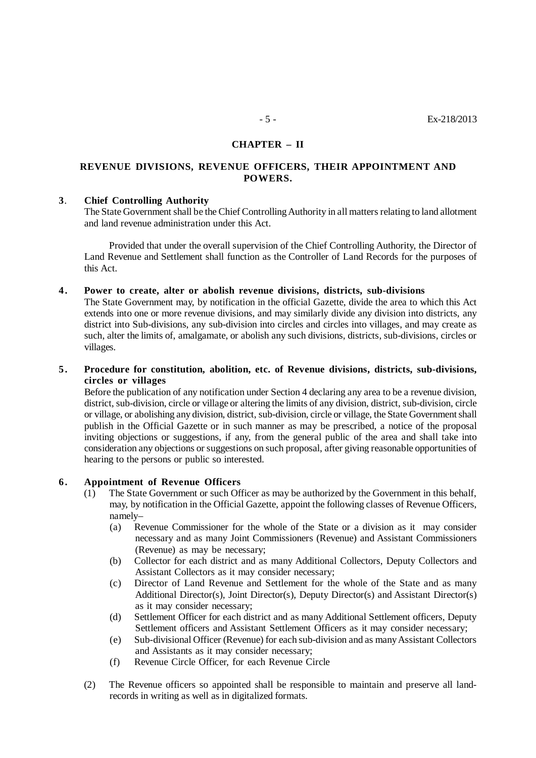## CHAPTER – II

## REVENUE DIVISIONS, REVENUE OFFICERS, THEIR APPOINTMENT AND POWERS.

**3. Chief Controlling Authority**

The State Government shall be the Chief Controlling Authority in all matters relating to land allotment and land revenue administration under this Act.

Provided that under the overall supervision of the Chief Controlling Authority, the Director of Land Revenue and Settlement shall function as the Controller of Land Records for the purposes of this Act.

**4. Power to create, alter or abolish revenue divisions, districts, sub-divisions**

The State Government may, by notification in the official Gazette, divide the area to which this Act extends into one or more revenue divisions, and may similarly divide any division into districts, any district into Sub-divisions, any sub-division into circles and circles into villages, and may create as such, alter the limits of, amalgamate, or abolish any such divisions, districts, sub-divisions, circles or villages.

**5. Procedure for constitution, abolition, etc. of Revenue divisions, districts, sub-divisions, circles or villages**

Before the publication of any notification under Section 4 declaring any area to be a revenue division, district, sub-division, circle or village or altering the limits of any division, district, sub-division, circle or village, or abolishing any division, district, sub-division, circle or village, the State Government shall publish in the Official Gazette or in such manner as may be prescribed, a notice of the proposal inviting objections or suggestions, if any, from the general public of the area and shall take into consideration any objections or suggestions on such proposal, after giving reasonable opportunities of hearing to the persons or public so interested.

**6. Appointment of Revenue Officers**

(1) The State Government or such Officer as may be authorized by the Government in this behalf, may, by notification in the Official Gazette, appoint the following classes of Revenue Officers, namely–

- (a) Revenue Commissioner for the whole of the State or a division as it may consider necessary and as many Joint Commissioners (Revenue) and Assistant Commissioners (Revenue) as may be necessary;
- (b) Collector for each district and as many Additional Collectors, Deputy Collectors and Assistant Collectors as it may consider necessary;
- (c) Director of Land Revenue and Settlement for the whole of the State and as many Additional Director(s), Joint Director(s), Deputy Director(s) and Assistant Director(s) as it may consider necessary;
- (d) Settlement Officer for each district and as many Additional Settlement officers, Deputy Settlement officers and Assistant Settlement Officers as it may consider necessary;
- (e) Sub-divisional Officer (Revenue) for each sub-division and as many Assistant Collectors and Assistants as it may consider necessary;
- (f) Revenue Circle Officer, for each Revenue Circle

(2) The Revenue officers so appointed shall be responsible to maintain and preserve all land-records in writing as well as in digitalized formats.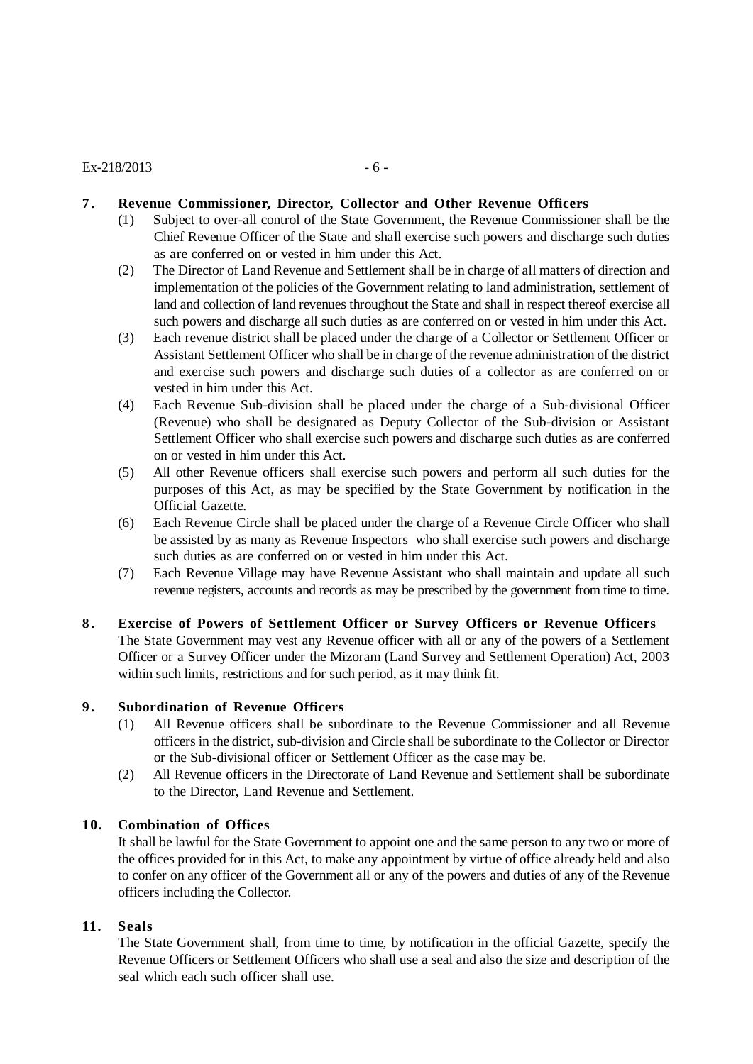**7. Revenue Commissioner, Director, Collector and Other Revenue Officers**

(1) Subject to over-all control of the State Government, the Revenue Commissioner shall be the Chief Revenue Officer of the State and shall exercise such powers and discharge such duties as are conferred on or vested in him under this Act.

(2) The Director of Land Revenue and Settlement shall be in charge of all matters of direction and implementation of the policies of the Government relating to land administration, settlement of land and collection of land revenues throughout the State and shall in respect thereof exercise all such powers and discharge all such duties as are conferred on or vested in him under this Act.

(3) Each revenue district shall be placed under the charge of a Collector or Settlement Officer or Assistant Settlement Officer who shall be in charge of the revenue administration of the district and exercise such powers and discharge such duties of a collector as are conferred on or vested in him under this Act.

(4) Each Revenue Sub-division shall be placed under the charge of a Sub-divisional Officer (Revenue) who shall be designated as Deputy Collector of the Sub-division or Assistant Settlement Officer who shall exercise such powers and discharge such duties as are conferred on or vested in him under this Act.

(5) All other Revenue officers shall exercise such powers and perform all such duties for the purposes of this Act, as may be specified by the State Government by notification in the Official Gazette.

(6) Each Revenue Circle shall be placed under the charge of a Revenue Circle Officer who shall be assisted by as many as Revenue Inspectors who shall exercise such powers and discharge such duties as are conferred on or vested in him under this Act.

(7) Each Revenue Village may have Revenue Assistant who shall maintain and update all such revenue registers, accounts and records as may be prescribed by the government from time to time.

**8. Exercise of Powers of Settlement Officer or Survey Officers or Revenue Officers**

The State Government may vest any Revenue officer with all or any of the powers of a Settlement Officer or a Survey Officer under the Mizoram (Land Survey and Settlement Operation) Act, 2003 within such limits, restrictions and for such period, as it may think fit.

**9. Subordination of Revenue Officers**

(1) All Revenue officers shall be subordinate to the Revenue Commissioner and all Revenue officers in the district, sub-division and Circle shall be subordinate to the Collector or Director or the Sub-divisional officer or Settlement Officer as the case may be.

(2) All Revenue officers in the Directorate of Land Revenue and Settlement shall be subordinate to the Director, Land Revenue and Settlement.

**10. Combination of Offices**

It shall be lawful for the State Government to appoint one and the same person to any two or more of the offices provided for in this Act, to make any appointment by virtue of office already held and also to confer on any officer of the Government all or any of the powers and duties of any of the Revenue officers including the Collector.

**11. Seals**

The State Government shall, from time to time, by notification in the official Gazette, specify the Revenue Officers or Settlement Officers who shall use a seal and also the size and description of the seal which each such officer shall use.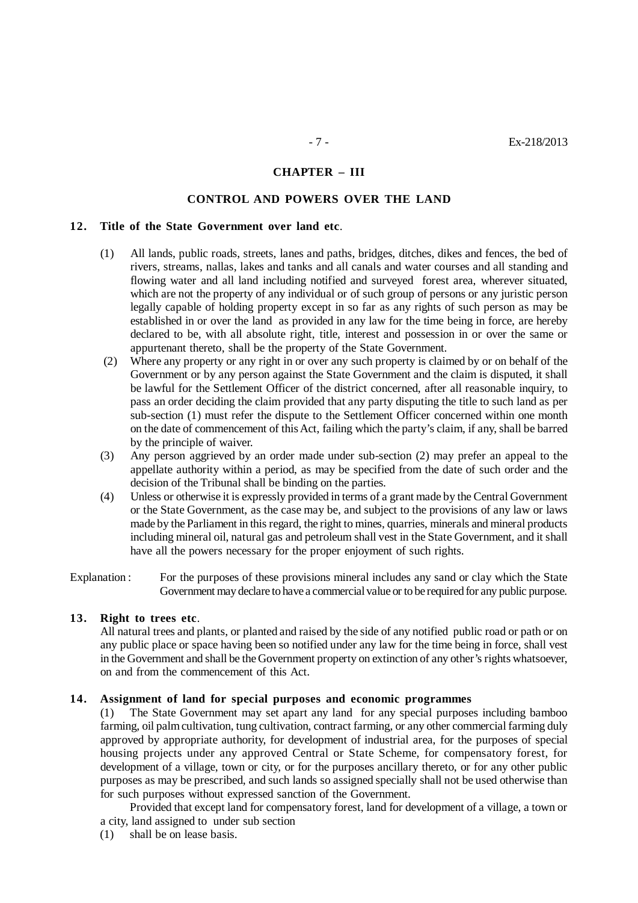## CHAPTER – III

## CONTROL AND POWERS OVER THE LAND

### 12. Title of the State Government over land etc.

(1) All lands, public roads, streets, lanes and paths, bridges, ditches, dikes and fences, the bed of rivers, streams, nallas, lakes and tanks and all canals and water courses and all standing and flowing water and all land including notified and surveyed forest area, wherever situated, which are not the property of any individual or of such group of persons or any juristic person legally capable of holding property except in so far as any rights of such person as may be established in or over the land as provided in any law for the time being in force, are hereby declared to be, with all absolute right, title, interest and possession in or over the same or appurtenant thereto, shall be the property of the State Government.

(2) Where any property or any right in or over any such property is claimed by or on behalf of the Government or by any person against the State Government and the claim is disputed, it shall be lawful for the Settlement Officer of the district concerned, after all reasonable inquiry, to pass an order deciding the claim provided that any party disputing the title to such land as per sub-section (1) must refer the dispute to the Settlement Officer concerned within one month on the date of commencement of this Act, failing which the party's claim, if any, shall be barred by the principle of waiver.

(3) Any person aggrieved by an order made under sub-section (2) may prefer an appeal to the appellate authority within a period, as may be specified from the date of such order and the decision of the Tribunal shall be binding on the parties.

(4) Unless or otherwise it is expressly provided in terms of a grant made by the Central Government or the State Government, as the case may be, and subject to the provisions of any law or laws made by the Parliament in this regard, the right to mines, quarries, minerals and mineral products including mineral oil, natural gas and petroleum shall vest in the State Government, and it shall have all the powers necessary for the proper enjoyment of such rights.

Explanation : For the purposes of these provisions mineral includes any sand or clay which the State Government may declare to have a commercial value or to be required for any public purpose.

### 13. Right to trees etc.

All natural trees and plants, or planted and raised by the side of any notified public road or path or on any public place or space having been so notified under any law for the time being in force, shall vest in the Government and shall be the Government property on extinction of any other's rights whatsoever, on and from the commencement of this Act.

### 14. Assignment of land for special purposes and economic programmes

(1) The State Government may set apart any land for any special purposes including bamboo farming, oil palm cultivation, tung cultivation, contract farming, or any other commercial farming duly approved by appropriate authority, for development of industrial area, for the purposes of special housing projects under any approved Central or State Scheme, for compensatory forest, for development of a village, town or city, or for the purposes ancillary thereto, or for any other public purposes as may be prescribed, and such lands so assigned specially shall not be used otherwise than for such purposes without expressed sanction of the Government.

Provided that except land for compensatory forest, land for development of a village, a town or a city, land assigned to under sub section

(1) shall be on lease basis.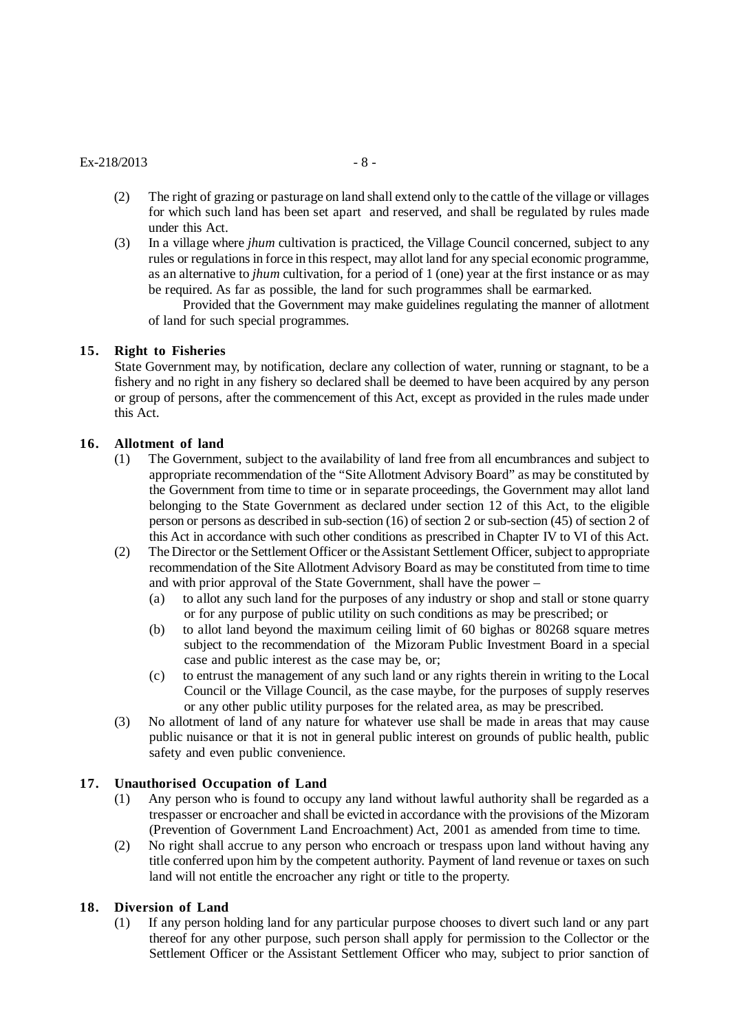(2) The right of grazing or pasturage on land shall extend only to the cattle of the village or villages for which such land has been set apart and reserved, and shall be regulated by rules made under this Act.

(3) In a village where *jhum* cultivation is practiced, the Village Council concerned, subject to any rules or regulations in force in this respect, may allot land for any special economic programme, as an alternative to *jhum* cultivation, for a period of 1 (one) year at the first instance or as may be required. As far as possible, the land for such programmes shall be earmarked.

Provided that the Government may make guidelines regulating the manner of allotment of land for such special programmes.

## 15. Right to Fisheries

State Government may, by notification, declare any collection of water, running or stagnant, to be a fishery and no right in any fishery so declared shall be deemed to have been acquired by any person or group of persons, after the commencement of this Act, except as provided in the rules made under this Act.

## 16. Allotment of land

(1) The Government, subject to the availability of land free from all encumbrances and subject to appropriate recommendation of the "Site Allotment Advisory Board" as may be constituted by the Government from time to time or in separate proceedings, the Government may allot land belonging to the State Government as declared under section 12 of this Act, to the eligible person or persons as described in sub-section (16) of section 2 or sub-section (45) of section 2 of this Act in accordance with such other conditions as prescribed in Chapter IV to VI of this Act.

(2) The Director or the Settlement Officer or the Assistant Settlement Officer, subject to appropriate recommendation of the Site Allotment Advisory Board as may be constituted from time to time and with prior approval of the State Government, shall have the power –

- (a) to allot any such land for the purposes of any industry or shop and stall or stone quarry or for any purpose of public utility on such conditions as may be prescribed; or
- (b) to allot land beyond the maximum ceiling limit of 60 bighas or 80268 square metres subject to the recommendation of the Mizoram Public Investment Board in a special case and public interest as the case may be, or;
- (c) to entrust the management of any such land or any rights therein in writing to the Local Council or the Village Council, as the case maybe, for the purposes of supply reserves or any other public utility purposes for the related area, as may be prescribed.

(3) No allotment of land of any nature for whatever use shall be made in areas that may cause public nuisance or that it is not in general public interest on grounds of public health, public safety and even public convenience.

## 17. Unauthorised Occupation of Land

(1) Any person who is found to occupy any land without lawful authority shall be regarded as a trespasser or encroacher and shall be evicted in accordance with the provisions of the Mizoram (Prevention of Government Land Encroachment) Act, 2001 as amended from time to time.

(2) No right shall accrue to any person who encroach or trespass upon land without having any title conferred upon him by the competent authority. Payment of land revenue or taxes on such land will not entitle the encroacher any right or title to the property.

## 18. Diversion of Land

(1) If any person holding land for any particular purpose chooses to divert such land or any part thereof for any other purpose, such person shall apply for permission to the Collector or the Settlement Officer or the Assistant Settlement Officer who may, subject to prior sanction of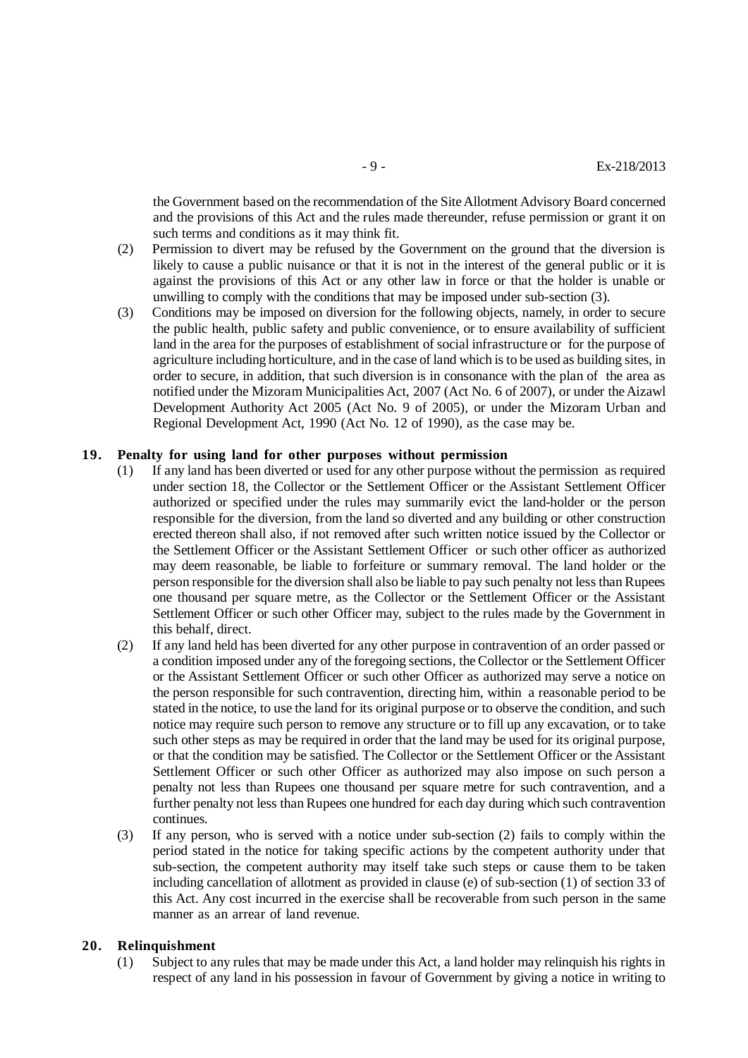the Government based on the recommendation of the Site Allotment Advisory Board concerned and the provisions of this Act and the rules made thereunder, refuse permission or grant it on such terms and conditions as it may think fit.

(2) Permission to divert may be refused by the Government on the ground that the diversion is likely to cause a public nuisance or that it is not in the interest of the general public or it is against the provisions of this Act or any other law in force or that the holder is unable or unwilling to comply with the conditions that may be imposed under sub-section (3).

(3) Conditions may be imposed on diversion for the following objects, namely, in order to secure the public health, public safety and public convenience, or to ensure availability of sufficient land in the area for the purposes of establishment of social infrastructure or for the purpose of agriculture including horticulture, and in the case of land which is to be used as building sites, in order to secure, in addition, that such diversion is in consonance with the plan of the area as notified under the Mizoram Municipalities Act, 2007 (Act No. 6 of 2007), or under the Aizawl Development Authority Act 2005 (Act No. 9 of 2005), or under the Mizoram Urban and Regional Development Act, 1990 (Act No. 12 of 1990), as the case may be.

**19. Penalty for using land for other purposes without permission**

(1) If any land has been diverted or used for any other purpose without the permission as required under section 18, the Collector or the Settlement Officer or the Assistant Settlement Officer authorized or specified under the rules may summarily evict the land-holder or the person responsible for the diversion, from the land so diverted and any building or other construction erected thereon shall also, if not removed after such written notice issued by the Collector or the Settlement Officer or the Assistant Settlement Officer or such other officer as authorized may deem reasonable, be liable to forfeiture or summary removal. The land holder or the person responsible for the diversion shall also be liable to pay such penalty not less than Rupees one thousand per square metre, as the Collector or the Settlement Officer or the Assistant Settlement Officer or such other Officer may, subject to the rules made by the Government in this behalf, direct.

(2) If any land held has been diverted for any other purpose in contravention of an order passed or a condition imposed under any of the foregoing sections, the Collector or the Settlement Officer or the Assistant Settlement Officer or such other Officer as authorized may serve a notice on the person responsible for such contravention, directing him, within a reasonable period to be stated in the notice, to use the land for its original purpose or to observe the condition, and such notice may require such person to remove any structure or to fill up any excavation, or to take such other steps as may be required in order that the land may be used for its original purpose, or that the condition may be satisfied. The Collector or the Settlement Officer or the Assistant Settlement Officer or such other Officer as authorized may also impose on such person a penalty not less than Rupees one thousand per square metre for such contravention, and a further penalty not less than Rupees one hundred for each day during which such contravention continues.

(3) If any person, who is served with a notice under sub-section (2) fails to comply within the period stated in the notice for taking specific actions by the competent authority under that sub-section, the competent authority may itself take such steps or cause them to be taken including cancellation of allotment as provided in clause (e) of sub-section (1) of section 33 of this Act. Any cost incurred in the exercise shall be recoverable from such person in the same manner as an arrear of land revenue.

**20. Relinquishment**

(1) Subject to any rules that may be made under this Act, a land holder may relinquish his rights in respect of any land in his possession in favour of Government by giving a notice in writing to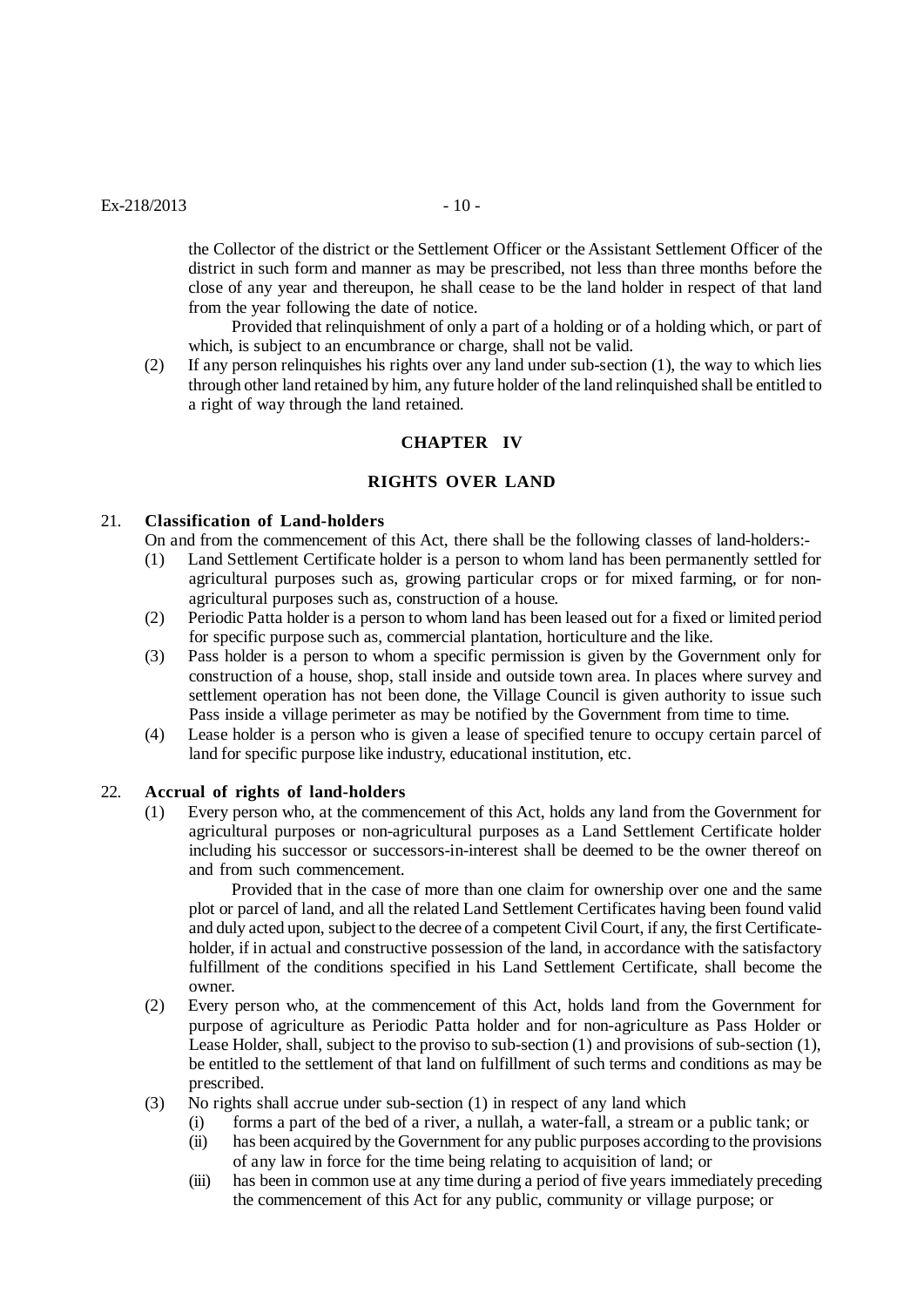the Collector of the district or the Settlement Officer or the Assistant Settlement Officer of the district in such form and manner as may be prescribed, not less than three months before the close of any year and thereupon, he shall cease to be the land holder in respect of that land from the year following the date of notice.

Provided that relinquishment of only a part of a holding or of a holding which, or part of which, is subject to an encumbrance or charge, shall not be valid.

(2) If any person relinquishes his rights over any land under sub-section (1), the way to which lies through other land retained by him, any future holder of the land relinquished shall be entitled to a right of way through the land retained.

## CHAPTER IV

## RIGHTS OVER LAND

### 21. Classification of Land-holders

On and from the commencement of this Act, there shall be the following classes of land-holders:-

(1) Land Settlement Certificate holder is a person to whom land has been permanently settled for agricultural purposes such as, growing particular crops or for mixed farming, or for non-agricultural purposes such as, construction of a house.

(2) Periodic Patta holder is a person to whom land has been leased out for a fixed or limited period for specific purpose such as, commercial plantation, horticulture and the like.

(3) Pass holder is a person to whom a specific permission is given by the Government only for construction of a house, shop, stall inside and outside town area. In places where survey and settlement operation has not been done, the Village Council is given authority to issue such Pass inside a village perimeter as may be notified by the Government from time to time.

(4) Lease holder is a person who is given a lease of specified tenure to occupy certain parcel of land for specific purpose like industry, educational institution, etc.

### 22. Accrual of rights of land-holders

(1) Every person who, at the commencement of this Act, holds any land from the Government for agricultural purposes or non-agricultural purposes as a Land Settlement Certificate holder including his successor or successors-in-interest shall be deemed to be the owner thereof on and from such commencement.

Provided that in the case of more than one claim for ownership over one and the same plot or parcel of land, and all the related Land Settlement Certificates having been found valid and duly acted upon, subject to the decree of a competent Civil Court, if any, the first Certificate-holder, if in actual and constructive possession of the land, in accordance with the satisfactory fulfillment of the conditions specified in his Land Settlement Certificate, shall become the owner.

(2) Every person who, at the commencement of this Act, holds land from the Government for purpose of agriculture as Periodic Patta holder and for non-agriculture as Pass Holder or Lease Holder, shall, subject to the proviso to sub-section (1) and provisions of sub-section (1), be entitled to the settlement of that land on fulfillment of such terms and conditions as may be prescribed.

(3) No rights shall accrue under sub-section (1) in respect of any land which

(i) forms a part of the bed of a river, a nullah, a water-fall, a stream or a public tank; or

(ii) has been acquired by the Government for any public purposes according to the provisions of any law in force for the time being relating to acquisition of land; or

(iii) has been in common use at any time during a period of five years immediately preceding the commencement of this Act for any public, community or village purpose; or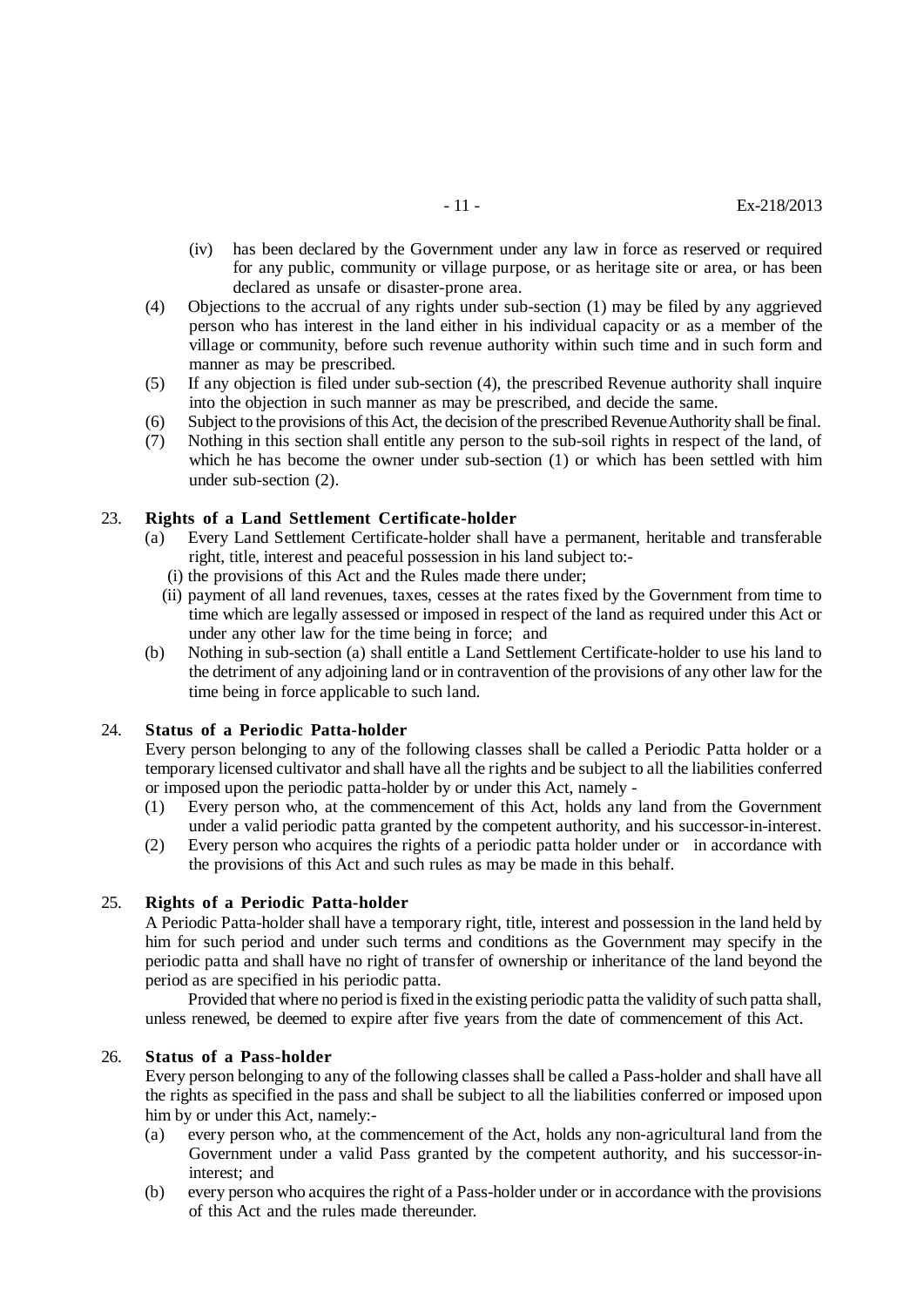(iv) has been declared by the Government under any law in force as reserved or required for any public, community or village purpose, or as heritage site or area, or has been declared as unsafe or disaster-prone area.

(4) Objections to the accrual of any rights under sub-section (1) may be filed by any aggrieved person who has interest in the land either in his individual capacity or as a member of the village or community, before such revenue authority within such time and in such form and manner as may be prescribed.

(5) If any objection is filed under sub-section (4), the prescribed Revenue authority shall inquire into the objection in such manner as may be prescribed, and decide the same.

(6) Subject to the provisions of this Act, the decision of the prescribed Revenue Authority shall be final.

(7) Nothing in this section shall entitle any person to the sub-soil rights in respect of the land, of which he has become the owner under sub-section (1) or which has been settled with him under sub-section (2).

23. **Rights of a Land Settlement Certificate-holder**

(a) Every Land Settlement Certificate-holder shall have a permanent, heritable and transferable right, title, interest and peaceful possession in his land subject to:-

(i) the provisions of this Act and the Rules made there under;

(ii) payment of all land revenues, taxes, cesses at the rates fixed by the Government from time to time which are legally assessed or imposed in respect of the land as required under this Act or under any other law for the time being in force; and

(b) Nothing in sub-section (a) shall entitle a Land Settlement Certificate-holder to use his land to the detriment of any adjoining land or in contravention of the provisions of any other law for the time being in force applicable to such land.

24. **Status of a Periodic Patta-holder**

Every person belonging to any of the following classes shall be called a Periodic Patta holder or a temporary licensed cultivator and shall have all the rights and be subject to all the liabilities conferred or imposed upon the periodic patta-holder by or under this Act, namely -

(1) Every person who, at the commencement of this Act, holds any land from the Government under a valid periodic patta granted by the competent authority, and his successor-in-interest.

(2) Every person who acquires the rights of a periodic patta holder under or in accordance with the provisions of this Act and such rules as may be made in this behalf.

25. **Rights of a Periodic Patta-holder**

A Periodic Patta-holder shall have a temporary right, title, interest and possession in the land held by him for such period and under such terms and conditions as the Government may specify in the periodic patta and shall have no right of transfer of ownership or inheritance of the land beyond the period as are specified in his periodic patta.

Provided that where no period is fixed in the existing periodic patta the validity of such patta shall, unless renewed, be deemed to expire after five years from the date of commencement of this Act.

26. **Status of a Pass-holder**

Every person belonging to any of the following classes shall be called a Pass-holder and shall have all the rights as specified in the pass and shall be subject to all the liabilities conferred or imposed upon him by or under this Act, namely:-

(a) every person who, at the commencement of the Act, holds any non-agricultural land from the Government under a valid Pass granted by the competent authority, and his successor-in-interest; and

(b) every person who acquires the right of a Pass-holder under or in accordance with the provisions of this Act and the rules made thereunder.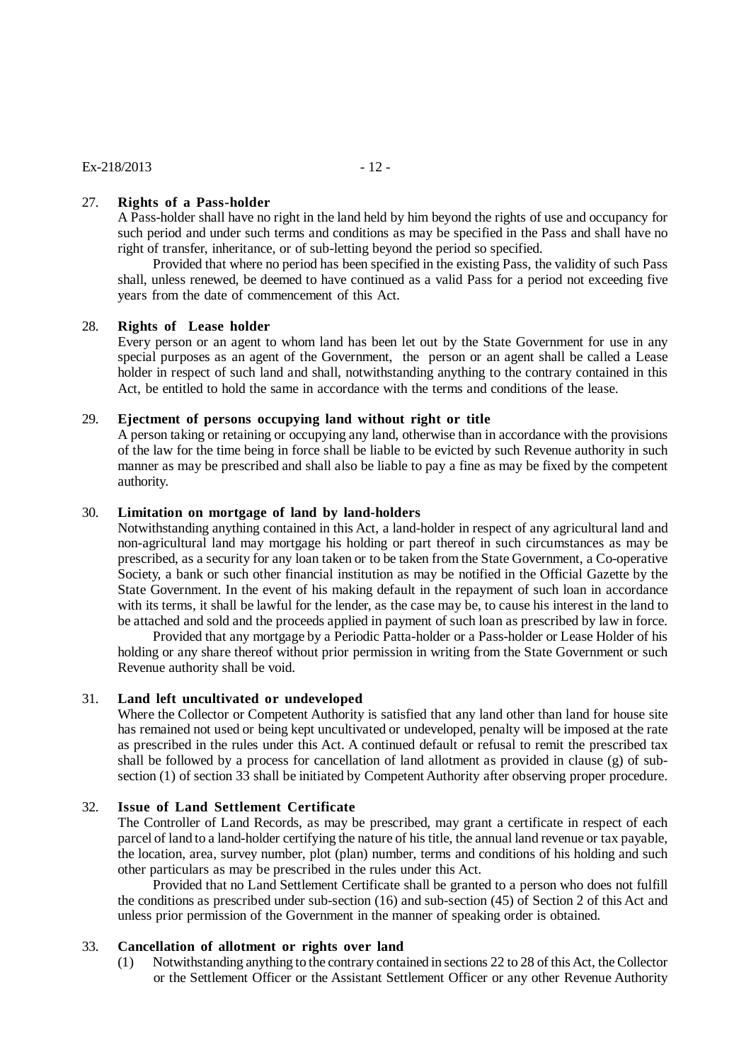### 27. Rights of a Pass-holder

A Pass-holder shall have no right in the land held by him beyond the rights of use and occupancy for such period and under such terms and conditions as may be specified in the Pass and shall have no right of transfer, inheritance, or of sub-letting beyond the period so specified.

Provided that where no period has been specified in the existing Pass, the validity of such Pass shall, unless renewed, be deemed to have continued as a valid Pass for a period not exceeding five years from the date of commencement of this Act.

### 28. Rights of Lease holder

Every person or an agent to whom land has been let out by the State Government for use in any special purposes as an agent of the Government, the person or an agent shall be called a Lease holder in respect of such land and shall, notwithstanding anything to the contrary contained in this Act, be entitled to hold the same in accordance with the terms and conditions of the lease.

### 29. Ejectment of persons occupying land without right or title

A person taking or retaining or occupying any land, otherwise than in accordance with the provisions of the law for the time being in force shall be liable to be evicted by such Revenue authority in such manner as may be prescribed and shall also be liable to pay a fine as may be fixed by the competent authority.

### 30. Limitation on mortgage of land by land-holders

Notwithstanding anything contained in this Act, a land-holder in respect of any agricultural land and non-agricultural land may mortgage his holding or part thereof in such circumstances as may be prescribed, as a security for any loan taken or to be taken from the State Government, a Co-operative Society, a bank or such other financial institution as may be notified in the Official Gazette by the State Government. In the event of his making default in the repayment of such loan in accordance with its terms, it shall be lawful for the lender, as the case may be, to cause his interest in the land to be attached and sold and the proceeds applied in payment of such loan as prescribed by law in force.

Provided that any mortgage by a Periodic Patta-holder or a Pass-holder or Lease Holder of his holding or any share thereof without prior permission in writing from the State Government or such Revenue authority shall be void.

### 31. Land left uncultivated or undeveloped

Where the Collector or Competent Authority is satisfied that any land other than land for house site has remained not used or being kept uncultivated or undeveloped, penalty will be imposed at the rate as prescribed in the rules under this Act. A continued default or refusal to remit the prescribed tax shall be followed by a process for cancellation of land allotment as provided in clause (g) of sub-section (1) of section 33 shall be initiated by Competent Authority after observing proper procedure.

### 32. Issue of Land Settlement Certificate

The Controller of Land Records, as may be prescribed, may grant a certificate in respect of each parcel of land to a land-holder certifying the nature of his title, the annual land revenue or tax payable, the location, area, survey number, plot (plan) number, terms and conditions of his holding and such other particulars as may be prescribed in the rules under this Act.

Provided that no Land Settlement Certificate shall be granted to a person who does not fulfill the conditions as prescribed under sub-section (16) and sub-section (45) of Section 2 of this Act and unless prior permission of the Government in the manner of speaking order is obtained.

### 33. Cancellation of allotment or rights over land

(1) Notwithstanding anything to the contrary contained in sections 22 to 28 of this Act, the Collector or the Settlement Officer or the Assistant Settlement Officer or any other Revenue Authority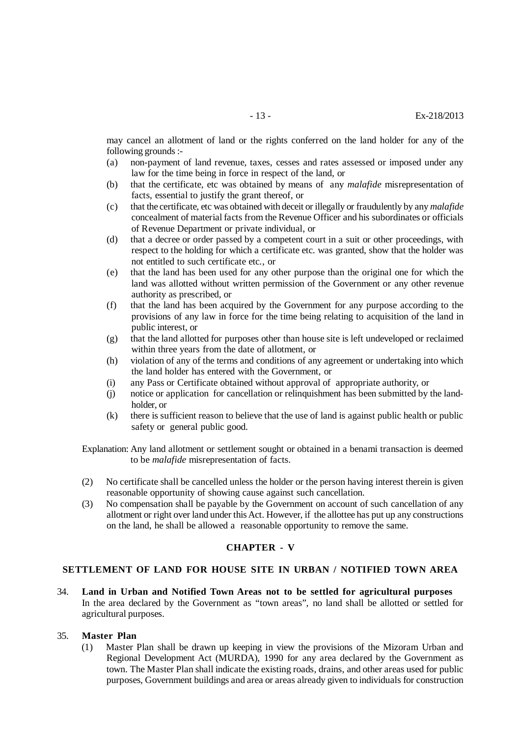may cancel an allotment of land or the rights conferred on the land holder for any of the following grounds :-

(a) non-payment of land revenue, taxes, cesses and rates assessed or imposed under any law for the time being in force in respect of the land, or
(b) that the certificate, etc was obtained by means of any *malafide* misrepresentation of facts, essential to justify the grant thereof, or
(c) that the certificate, etc was obtained with deceit or illegally or fraudulently by any *malafide* concealment of material facts from the Revenue Officer and his subordinates or officials of Revenue Department or private individual, or
(d) that a decree or order passed by a competent court in a suit or other proceedings, with respect to the holding for which a certificate etc. was granted, show that the holder was not entitled to such certificate etc., or
(e) that the land has been used for any other purpose than the original one for which the land was allotted without written permission of the Government or any other revenue authority as prescribed, or
(f) that the land has been acquired by the Government for any purpose according to the provisions of any law in force for the time being relating to acquisition of the land in public interest, or
(g) that the land allotted for purposes other than house site is left undeveloped or reclaimed within three years from the date of allotment, or
(h) violation of any of the terms and conditions of any agreement or undertaking into which the land holder has entered with the Government, or
(i) any Pass or Certificate obtained without approval of appropriate authority, or
(j) notice or application for cancellation or relinquishment has been submitted by the land-holder, or
(k) there is sufficient reason to believe that the use of land is against public health or public safety or general public good.

Explanation: Any land allotment or settlement sought or obtained in a benami transaction is deemed to be *malafide* misrepresentation of facts.

(2) No certificate shall be cancelled unless the holder or the person having interest therein is given reasonable opportunity of showing cause against such cancellation.

(3) No compensation shall be payable by the Government on account of such cancellation of any allotment or right over land under this Act. However, if the allottee has put up any constructions on the land, he shall be allowed a reasonable opportunity to remove the same.

## CHAPTER - V

## SETTLEMENT OF LAND FOR HOUSE SITE IN URBAN / NOTIFIED TOWN AREA

34. **Land in Urban and Notified Town Areas not to be settled for agricultural purposes**
In the area declared by the Government as "town areas", no land shall be allotted or settled for agricultural purposes.

35. **Master Plan**
(1) Master Plan shall be drawn up keeping in view the provisions of the Mizoram Urban and Regional Development Act (MURDA), 1990 for any area declared by the Government as town. The Master Plan shall indicate the existing roads, drains, and other areas used for public purposes, Government buildings and area or areas already given to individuals for construction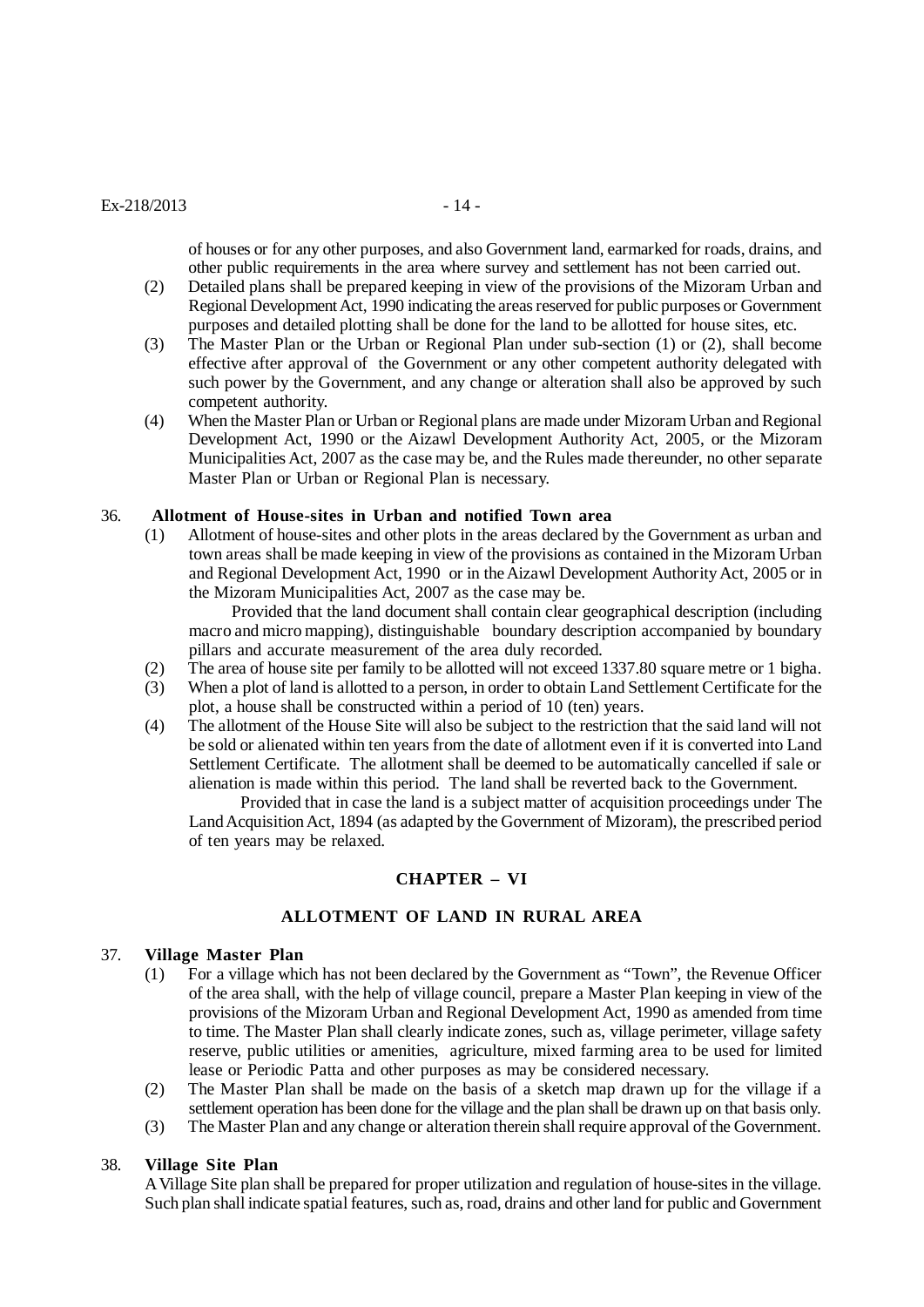of houses or for any other purposes, and also Government land, earmarked for roads, drains, and other public requirements in the area where survey and settlement has not been carried out.

(2) Detailed plans shall be prepared keeping in view of the provisions of the Mizoram Urban and Regional Development Act, 1990 indicating the areas reserved for public purposes or Government purposes and detailed plotting shall be done for the land to be allotted for house sites, etc.

(3) The Master Plan or the Urban or Regional Plan under sub-section (1) or (2), shall become effective after approval of the Government or any other competent authority delegated with such power by the Government, and any change or alteration shall also be approved by such competent authority.

(4) When the Master Plan or Urban or Regional plans are made under Mizoram Urban and Regional Development Act, 1990 or the Aizawl Development Authority Act, 2005, or the Mizoram Municipalities Act, 2007 as the case may be, and the Rules made thereunder, no other separate Master Plan or Urban or Regional Plan is necessary.

36. **Allotment of House-sites in Urban and notified Town area**

(1) Allotment of house-sites and other plots in the areas declared by the Government as urban and town areas shall be made keeping in view of the provisions as contained in the Mizoram Urban and Regional Development Act, 1990 or in the Aizawl Development Authority Act, 2005 or in the Mizoram Municipalities Act, 2007 as the case may be.

Provided that the land document shall contain clear geographical description (including macro and micro mapping), distinguishable boundary description accompanied by boundary pillars and accurate measurement of the area duly recorded.

(2) The area of house site per family to be allotted will not exceed 1337.80 square metre or 1 bigha.

(3) When a plot of land is allotted to a person, in order to obtain Land Settlement Certificate for the plot, a house shall be constructed within a period of 10 (ten) years.

(4) The allotment of the House Site will also be subject to the restriction that the said land will not be sold or alienated within ten years from the date of allotment even if it is converted into Land Settlement Certificate. The allotment shall be deemed to be automatically cancelled if sale or alienation is made within this period. The land shall be reverted back to the Government.

Provided that in case the land is a subject matter of acquisition proceedings under The Land Acquisition Act, 1894 (as adapted by the Government of Mizoram), the prescribed period of ten years may be relaxed.

## CHAPTER – VI

## ALLOTMENT OF LAND IN RURAL AREA

37. **Village Master Plan**

(1) For a village which has not been declared by the Government as "Town", the Revenue Officer of the area shall, with the help of village council, prepare a Master Plan keeping in view of the provisions of the Mizoram Urban and Regional Development Act, 1990 as amended from time to time. The Master Plan shall clearly indicate zones, such as, village perimeter, village safety reserve, public utilities or amenities, agriculture, mixed farming area to be used for limited lease or Periodic Patta and other purposes as may be considered necessary.

(2) The Master Plan shall be made on the basis of a sketch map drawn up for the village if a settlement operation has been done for the village and the plan shall be drawn up on that basis only.

(3) The Master Plan and any change or alteration therein shall require approval of the Government.

38. **Village Site Plan**

A Village Site plan shall be prepared for proper utilization and regulation of house-sites in the village. Such plan shall indicate spatial features, such as, road, drains and other land for public and Government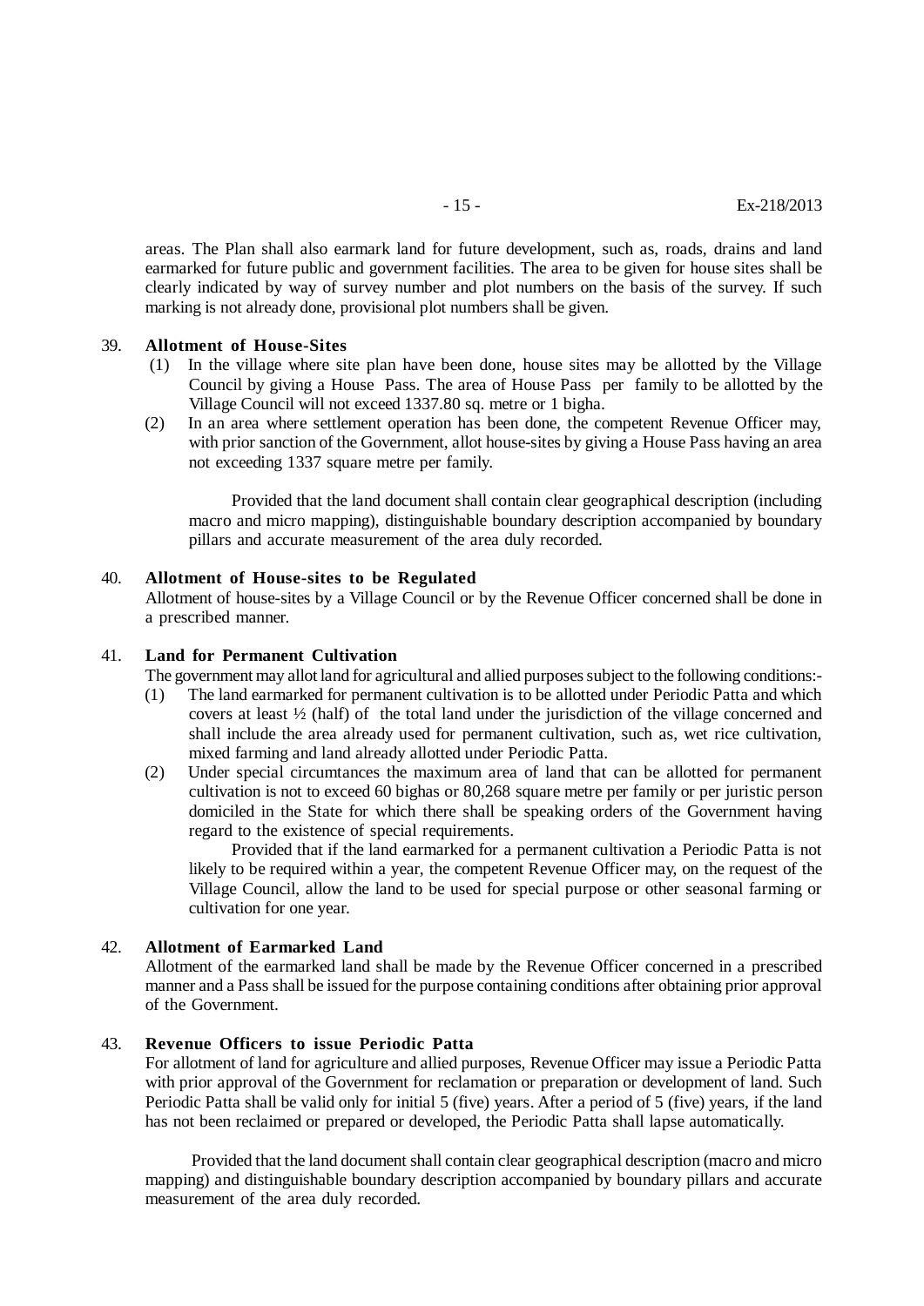areas. The Plan shall also earmark land for future development, such as, roads, drains and land earmarked for future public and government facilities. The area to be given for house sites shall be clearly indicated by way of survey number and plot numbers on the basis of the survey. If such marking is not already done, provisional plot numbers shall be given.

39. **Allotment of House-Sites**

(1) In the village where site plan have been done, house sites may be allotted by the Village Council by giving a House Pass. The area of House Pass per family to be allotted by the Village Council will not exceed 1337.80 sq. metre or 1 bigha.

(2) In an area where settlement operation has been done, the competent Revenue Officer may, with prior sanction of the Government, allot house-sites by giving a House Pass having an area not exceeding 1337 square metre per family.

Provided that the land document shall contain clear geographical description (including macro and micro mapping), distinguishable boundary description accompanied by boundary pillars and accurate measurement of the area duly recorded.

40. **Allotment of House-sites to be Regulated**

Allotment of house-sites by a Village Council or by the Revenue Officer concerned shall be done in a prescribed manner.

41. **Land for Permanent Cultivation**

The government may allot land for agricultural and allied purposes subject to the following conditions:-

(1) The land earmarked for permanent cultivation is to be allotted under Periodic Patta and which covers at least ½ (half) of the total land under the jurisdiction of the village concerned and shall include the area already used for permanent cultivation, such as, wet rice cultivation, mixed farming and land already allotted under Periodic Patta.

(2) Under special circumtances the maximum area of land that can be allotted for permanent cultivation is not to exceed 60 bighas or 80,268 square metre per family or per juristic person domiciled in the State for which there shall be speaking orders of the Government having regard to the existence of special requirements.

Provided that if the land earmarked for a permanent cultivation a Periodic Patta is not likely to be required within a year, the competent Revenue Officer may, on the request of the Village Council, allow the land to be used for special purpose or other seasonal farming or cultivation for one year.

42. **Allotment of Earmarked Land**

Allotment of the earmarked land shall be made by the Revenue Officer concerned in a prescribed manner and a Pass shall be issued for the purpose containing conditions after obtaining prior approval of the Government.

43. **Revenue Officers to issue Periodic Patta**

For allotment of land for agriculture and allied purposes, Revenue Officer may issue a Periodic Patta with prior approval of the Government for reclamation or preparation or development of land. Such Periodic Patta shall be valid only for initial 5 (five) years. After a period of 5 (five) years, if the land has not been reclaimed or prepared or developed, the Periodic Patta shall lapse automatically.

Provided that the land document shall contain clear geographical description (macro and micro mapping) and distinguishable boundary description accompanied by boundary pillars and accurate measurement of the area duly recorded.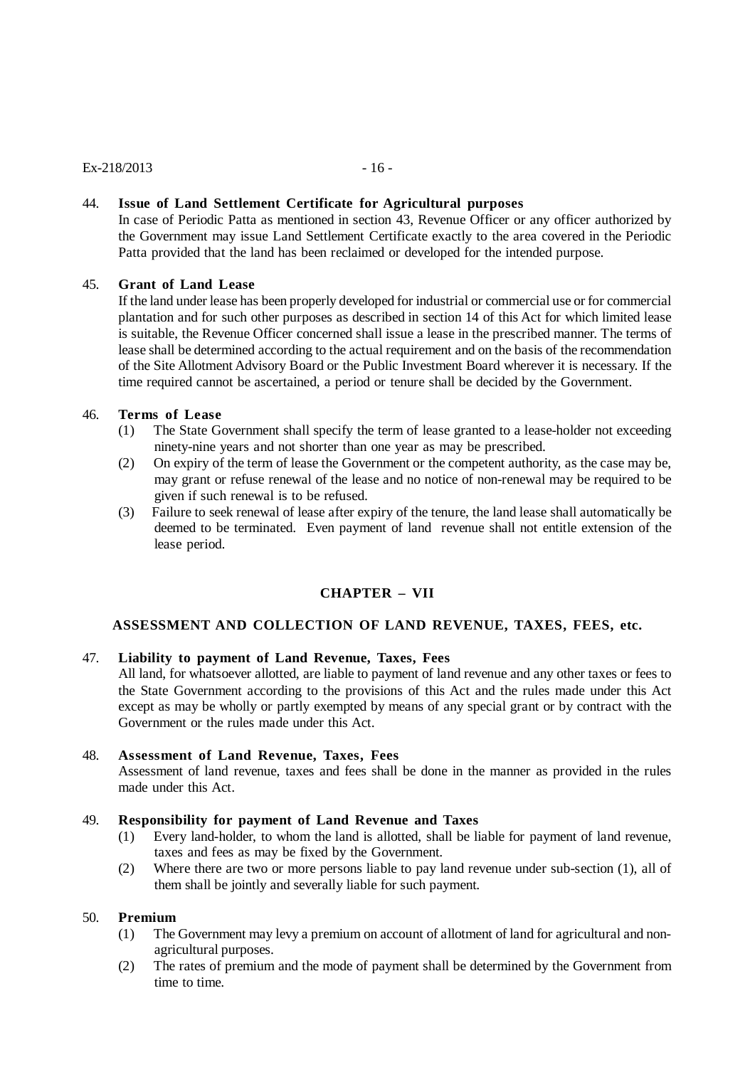**44. Issue of Land Settlement Certificate for Agricultural purposes**

In case of Periodic Patta as mentioned in section 43, Revenue Officer or any officer authorized by the Government may issue Land Settlement Certificate exactly to the area covered in the Periodic Patta provided that the land has been reclaimed or developed for the intended purpose.

**45. Grant of Land Lease**

If the land under lease has been properly developed for industrial or commercial use or for commercial plantation and for such other purposes as described in section 14 of this Act for which limited lease is suitable, the Revenue Officer concerned shall issue a lease in the prescribed manner. The terms of lease shall be determined according to the actual requirement and on the basis of the recommendation of the Site Allotment Advisory Board or the Public Investment Board wherever it is necessary. If the time required cannot be ascertained, a period or tenure shall be decided by the Government.

**46. Terms of Lease**

(1) The State Government shall specify the term of lease granted to a lease-holder not exceeding ninety-nine years and not shorter than one year as may be prescribed.

(2) On expiry of the term of lease the Government or the competent authority, as the case may be, may grant or refuse renewal of the lease and no notice of non-renewal may be required to be given if such renewal is to be refused.

(3) Failure to seek renewal of lease after expiry of the tenure, the land lease shall automatically be deemed to be terminated. Even payment of land revenue shall not entitle extension of the lease period.

## CHAPTER – VII

## ASSESSMENT AND COLLECTION OF LAND REVENUE, TAXES, FEES, etc.

**47. Liability to payment of Land Revenue, Taxes, Fees**

All land, for whatsoever allotted, are liable to payment of land revenue and any other taxes or fees to the State Government according to the provisions of this Act and the rules made under this Act except as may be wholly or partly exempted by means of any special grant or by contract with the Government or the rules made under this Act.

**48. Assessment of Land Revenue, Taxes, Fees**

Assessment of land revenue, taxes and fees shall be done in the manner as provided in the rules made under this Act.

**49. Responsibility for payment of Land Revenue and Taxes**

(1) Every land-holder, to whom the land is allotted, shall be liable for payment of land revenue, taxes and fees as may be fixed by the Government.

(2) Where there are two or more persons liable to pay land revenue under sub-section (1), all of them shall be jointly and severally liable for such payment.

**50. Premium**

(1) The Government may levy a premium on account of allotment of land for agricultural and non-agricultural purposes.

(2) The rates of premium and the mode of payment shall be determined by the Government from time to time.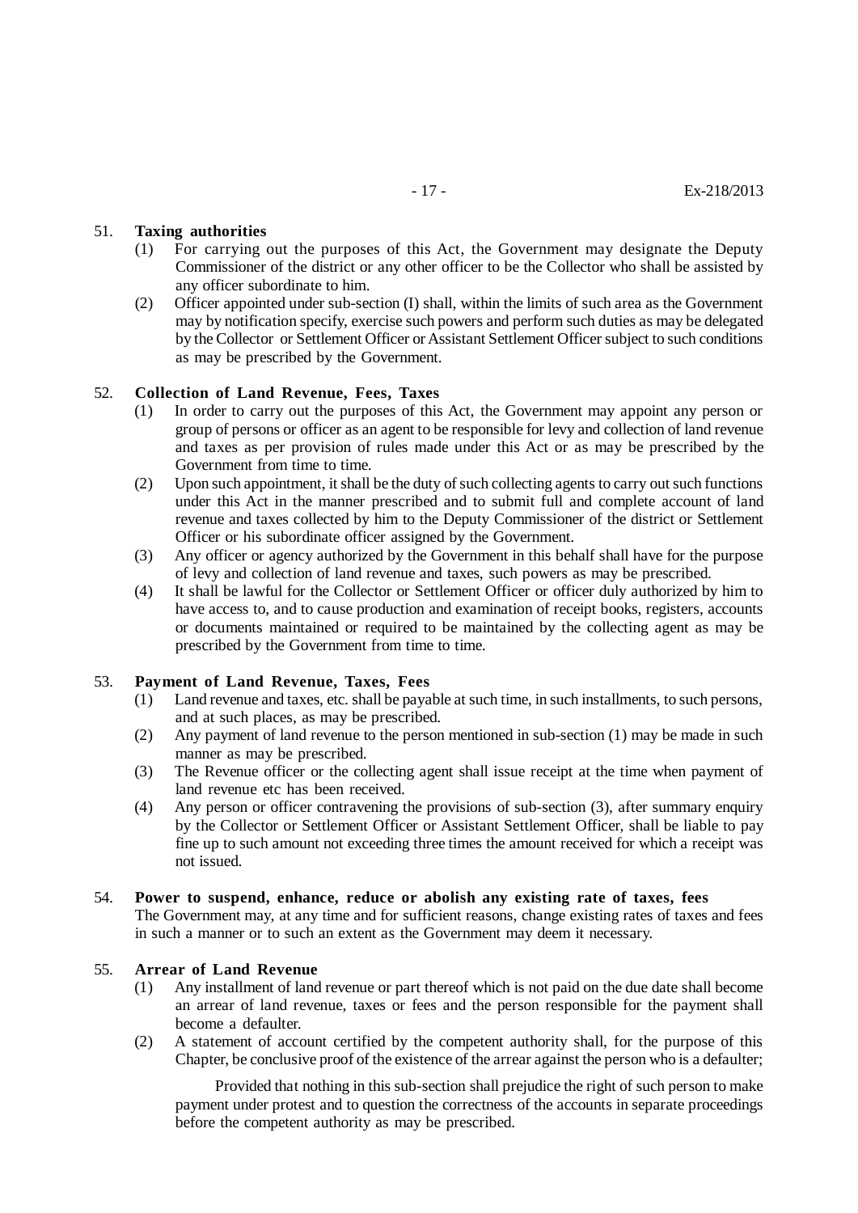### 51. **Taxing authorities**

(1) For carrying out the purposes of this Act, the Government may designate the Deputy Commissioner of the district or any other officer to be the Collector who shall be assisted by any officer subordinate to him.

(2) Officer appointed under sub-section (I) shall, within the limits of such area as the Government may by notification specify, exercise such powers and perform such duties as may be delegated by the Collector or Settlement Officer or Assistant Settlement Officer subject to such conditions as may be prescribed by the Government.

### 52. **Collection of Land Revenue, Fees, Taxes**

(1) In order to carry out the purposes of this Act, the Government may appoint any person or group of persons or officer as an agent to be responsible for levy and collection of land revenue and taxes as per provision of rules made under this Act or as may be prescribed by the Government from time to time.

(2) Upon such appointment, it shall be the duty of such collecting agents to carry out such functions under this Act in the manner prescribed and to submit full and complete account of land revenue and taxes collected by him to the Deputy Commissioner of the district or Settlement Officer or his subordinate officer assigned by the Government.

(3) Any officer or agency authorized by the Government in this behalf shall have for the purpose of levy and collection of land revenue and taxes, such powers as may be prescribed.

(4) It shall be lawful for the Collector or Settlement Officer or officer duly authorized by him to have access to, and to cause production and examination of receipt books, registers, accounts or documents maintained or required to be maintained by the collecting agent as may be prescribed by the Government from time to time.

### 53. **Payment of Land Revenue, Taxes, Fees**

(1) Land revenue and taxes, etc. shall be payable at such time, in such installments, to such persons, and at such places, as may be prescribed.

(2) Any payment of land revenue to the person mentioned in sub-section (1) may be made in such manner as may be prescribed.

(3) The Revenue officer or the collecting agent shall issue receipt at the time when payment of land revenue etc has been received.

(4) Any person or officer contravening the provisions of sub-section (3), after summary enquiry by the Collector or Settlement Officer or Assistant Settlement Officer, shall be liable to pay fine up to such amount not exceeding three times the amount received for which a receipt was not issued.

### 54. **Power to suspend, enhance, reduce or abolish any existing rate of taxes, fees**

The Government may, at any time and for sufficient reasons, change existing rates of taxes and fees in such a manner or to such an extent as the Government may deem it necessary.

### 55. **Arrear of Land Revenue**

(1) Any installment of land revenue or part thereof which is not paid on the due date shall become an arrear of land revenue, taxes or fees and the person responsible for the payment shall become a defaulter.

(2) A statement of account certified by the competent authority shall, for the purpose of this Chapter, be conclusive proof of the existence of the arrear against the person who is a defaulter;

Provided that nothing in this sub-section shall prejudice the right of such person to make payment under protest and to question the correctness of the accounts in separate proceedings before the competent authority as may be prescribed.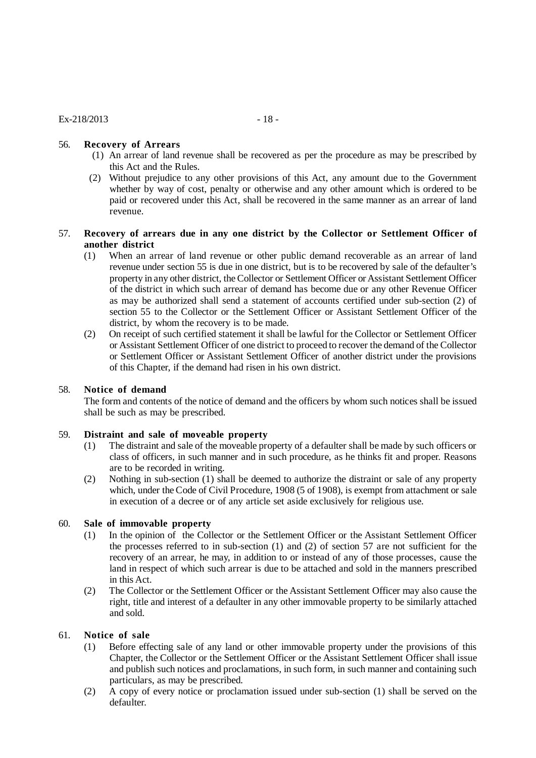56. **Recovery of Arrears**

(1) An arrear of land revenue shall be recovered as per the procedure as may be prescribed by this Act and the Rules.

(2) Without prejudice to any other provisions of this Act, any amount due to the Government whether by way of cost, penalty or otherwise and any other amount which is ordered to be paid or recovered under this Act, shall be recovered in the same manner as an arrear of land revenue.

57. **Recovery of arrears due in any one district by the Collector or Settlement Officer of another district**

(1) When an arrear of land revenue or other public demand recoverable as an arrear of land revenue under section 55 is due in one district, but is to be recovered by sale of the defaulter's property in any other district, the Collector or Settlement Officer or Assistant Settlement Officer of the district in which such arrear of demand has become due or any other Revenue Officer as may be authorized shall send a statement of accounts certified under sub-section (2) of section 55 to the Collector or the Settlement Officer or Assistant Settlement Officer of the district, by whom the recovery is to be made.

(2) On receipt of such certified statement it shall be lawful for the Collector or Settlement Officer or Assistant Settlement Officer of one district to proceed to recover the demand of the Collector or Settlement Officer or Assistant Settlement Officer of another district under the provisions of this Chapter, if the demand had risen in his own district.

58. **Notice of demand**

The form and contents of the notice of demand and the officers by whom such notices shall be issued shall be such as may be prescribed.

59. **Distraint and sale of moveable property**

(1) The distraint and sale of the moveable property of a defaulter shall be made by such officers or class of officers, in such manner and in such procedure, as he thinks fit and proper. Reasons are to be recorded in writing.

(2) Nothing in sub-section (1) shall be deemed to authorize the distraint or sale of any property which, under the Code of Civil Procedure, 1908 (5 of 1908), is exempt from attachment or sale in execution of a decree or of any article set aside exclusively for religious use.

60. **Sale of immovable property**

(1) In the opinion of the Collector or the Settlement Officer or the Assistant Settlement Officer the processes referred to in sub-section (1) and (2) of section 57 are not sufficient for the recovery of an arrear, he may, in addition to or instead of any of those processes, cause the land in respect of which such arrear is due to be attached and sold in the manners prescribed in this Act.

(2) The Collector or the Settlement Officer or the Assistant Settlement Officer may also cause the right, title and interest of a defaulter in any other immovable property to be similarly attached and sold.

61. **Notice of sale**

(1) Before effecting sale of any land or other immovable property under the provisions of this Chapter, the Collector or the Settlement Officer or the Assistant Settlement Officer shall issue and publish such notices and proclamations, in such form, in such manner and containing such particulars, as may be prescribed.

(2) A copy of every notice or proclamation issued under sub-section (1) shall be served on the defaulter.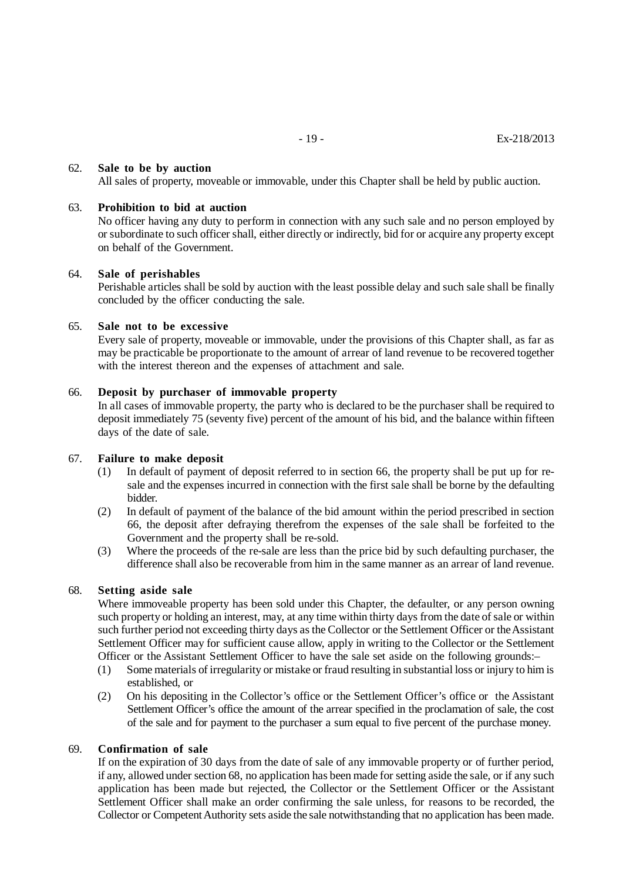62. **Sale to be by auction**

All sales of property, moveable or immovable, under this Chapter shall be held by public auction.

63. **Prohibition to bid at auction**

No officer having any duty to perform in connection with any such sale and no person employed by or subordinate to such officer shall, either directly or indirectly, bid for or acquire any property except on behalf of the Government.

64. **Sale of perishables**

Perishable articles shall be sold by auction with the least possible delay and such sale shall be finally concluded by the officer conducting the sale.

65. **Sale not to be excessive**

Every sale of property, moveable or immovable, under the provisions of this Chapter shall, as far as may be practicable be proportionate to the amount of arrear of land revenue to be recovered together with the interest thereon and the expenses of attachment and sale.

66. **Deposit by purchaser of immovable property**

In all cases of immovable property, the party who is declared to be the purchaser shall be required to deposit immediately 75 (seventy five) percent of the amount of his bid, and the balance within fifteen days of the date of sale.

67. **Failure to make deposit**

(1) In default of payment of deposit referred to in section 66, the property shall be put up for re-sale and the expenses incurred in connection with the first sale shall be borne by the defaulting bidder.

(2) In default of payment of the balance of the bid amount within the period prescribed in section 66, the deposit after defraying therefrom the expenses of the sale shall be forfeited to the Government and the property shall be re-sold.

(3) Where the proceeds of the re-sale are less than the price bid by such defaulting purchaser, the difference shall also be recoverable from him in the same manner as an arrear of land revenue.

68. **Setting aside sale**

Where immoveable property has been sold under this Chapter, the defaulter, or any person owning such property or holding an interest, may, at any time within thirty days from the date of sale or within such further period not exceeding thirty days as the Collector or the Settlement Officer or the Assistant Settlement Officer may for sufficient cause allow, apply in writing to the Collector or the Settlement Officer or the Assistant Settlement Officer to have the sale set aside on the following grounds:–

(1) Some materials of irregularity or mistake or fraud resulting in substantial loss or injury to him is established, or

(2) On his depositing in the Collector's office or the Settlement Officer's office or the Assistant Settlement Officer's office the amount of the arrear specified in the proclamation of sale, the cost of the sale and for payment to the purchaser a sum equal to five percent of the purchase money.

69. **Confirmation of sale**

If on the expiration of 30 days from the date of sale of any immovable property or of further period, if any, allowed under section 68, no application has been made for setting aside the sale, or if any such application has been made but rejected, the Collector or the Settlement Officer or the Assistant Settlement Officer shall make an order confirming the sale unless, for reasons to be recorded, the Collector or Competent Authority sets aside the sale notwithstanding that no application has been made.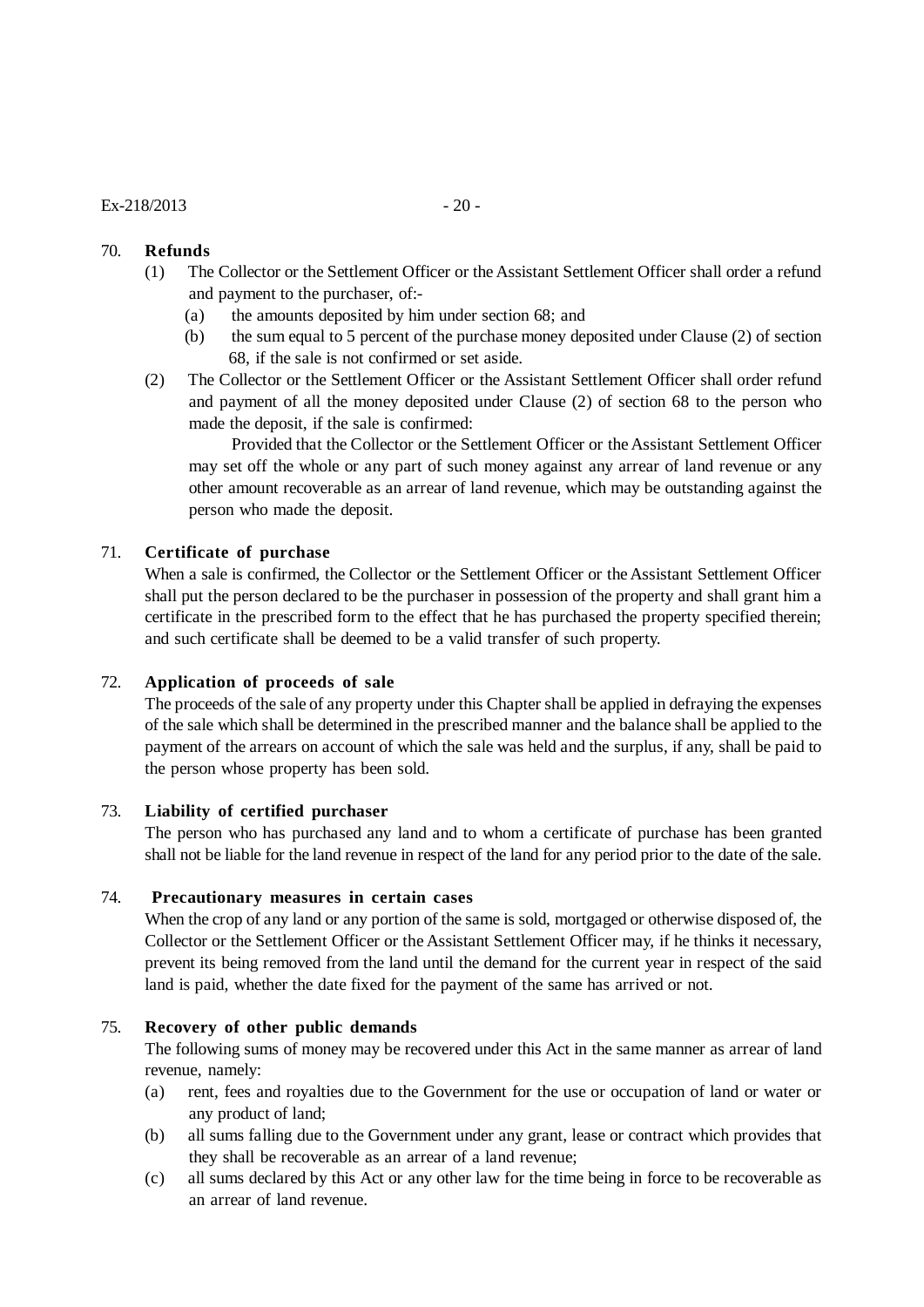70. **Refunds**

(1) The Collector or the Settlement Officer or the Assistant Settlement Officer shall order a refund and payment to the purchaser, of:-

 (a) the amounts deposited by him under section 68; and

 (b) the sum equal to 5 percent of the purchase money deposited under Clause (2) of section 68, if the sale is not confirmed or set aside.

(2) The Collector or the Settlement Officer or the Assistant Settlement Officer shall order refund and payment of all the money deposited under Clause (2) of section 68 to the person who made the deposit, if the sale is confirmed:

Provided that the Collector or the Settlement Officer or the Assistant Settlement Officer may set off the whole or any part of such money against any arrear of land revenue or any other amount recoverable as an arrear of land revenue, which may be outstanding against the person who made the deposit.

71. **Certificate of purchase**

When a sale is confirmed, the Collector or the Settlement Officer or the Assistant Settlement Officer shall put the person declared to be the purchaser in possession of the property and shall grant him a certificate in the prescribed form to the effect that he has purchased the property specified therein; and such certificate shall be deemed to be a valid transfer of such property.

72. **Application of proceeds of sale**

The proceeds of the sale of any property under this Chapter shall be applied in defraying the expenses of the sale which shall be determined in the prescribed manner and the balance shall be applied to the payment of the arrears on account of which the sale was held and the surplus, if any, shall be paid to the person whose property has been sold.

73. **Liability of certified purchaser**

The person who has purchased any land and to whom a certificate of purchase has been granted shall not be liable for the land revenue in respect of the land for any period prior to the date of the sale.

74. **Precautionary measures in certain cases**

When the crop of any land or any portion of the same is sold, mortgaged or otherwise disposed of, the Collector or the Settlement Officer or the Assistant Settlement Officer may, if he thinks it necessary, prevent its being removed from the land until the demand for the current year in respect of the said land is paid, whether the date fixed for the payment of the same has arrived or not.

75. **Recovery of other public demands**

The following sums of money may be recovered under this Act in the same manner as arrear of land revenue, namely:

(a) rent, fees and royalties due to the Government for the use or occupation of land or water or any product of land;

(b) all sums falling due to the Government under any grant, lease or contract which provides that they shall be recoverable as an arrear of a land revenue;

(c) all sums declared by this Act or any other law for the time being in force to be recoverable as an arrear of land revenue.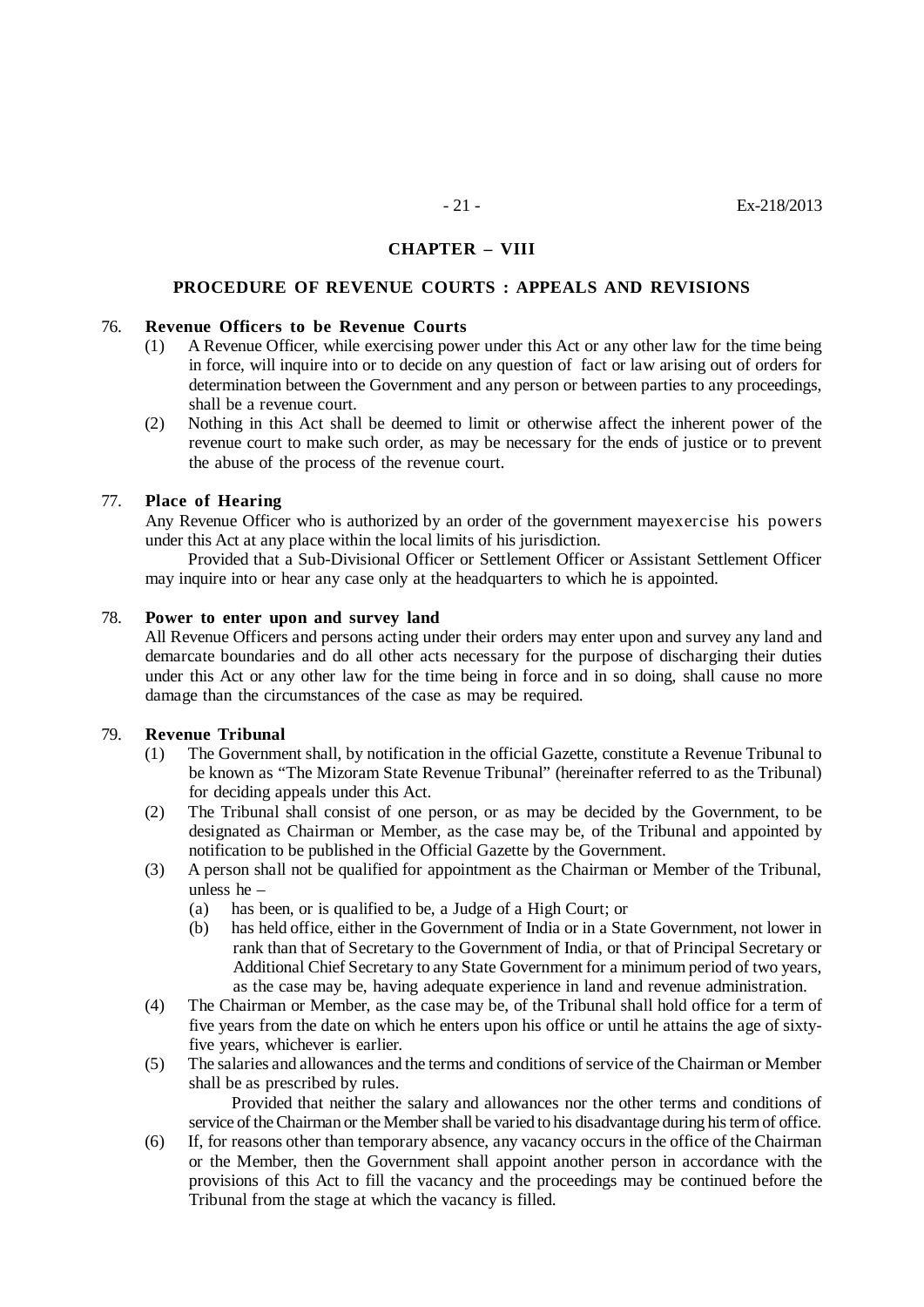## CHAPTER – VIII

### PROCEDURE OF REVENUE COURTS : APPEALS AND REVISIONS

76. **Revenue Officers to be Revenue Courts**

(1) A Revenue Officer, while exercising power under this Act or any other law for the time being in force, will inquire into or to decide on any question of fact or law arising out of orders for determination between the Government and any person or between parties to any proceedings, shall be a revenue court.

(2) Nothing in this Act shall be deemed to limit or otherwise affect the inherent power of the revenue court to make such order, as may be necessary for the ends of justice or to prevent the abuse of the process of the revenue court.

77. **Place of Hearing**

Any Revenue Officer who is authorized by an order of the government mayexercise his powers under this Act at any place within the local limits of his jurisdiction.

Provided that a Sub-Divisional Officer or Settlement Officer or Assistant Settlement Officer may inquire into or hear any case only at the headquarters to which he is appointed.

78. **Power to enter upon and survey land**

All Revenue Officers and persons acting under their orders may enter upon and survey any land and demarcate boundaries and do all other acts necessary for the purpose of discharging their duties under this Act or any other law for the time being in force and in so doing, shall cause no more damage than the circumstances of the case as may be required.

79. **Revenue Tribunal**

(1) The Government shall, by notification in the official Gazette, constitute a Revenue Tribunal to be known as "The Mizoram State Revenue Tribunal" (hereinafter referred to as the Tribunal) for deciding appeals under this Act.

(2) The Tribunal shall consist of one person, or as may be decided by the Government, to be designated as Chairman or Member, as the case may be, of the Tribunal and appointed by notification to be published in the Official Gazette by the Government.

(3) A person shall not be qualified for appointment as the Chairman or Member of the Tribunal, unless he –

(a) has been, or is qualified to be, a Judge of a High Court; or

(b) has held office, either in the Government of India or in a State Government, not lower in rank than that of Secretary to the Government of India, or that of Principal Secretary or Additional Chief Secretary to any State Government for a minimum period of two years, as the case may be, having adequate experience in land and revenue administration.

(4) The Chairman or Member, as the case may be, of the Tribunal shall hold office for a term of five years from the date on which he enters upon his office or until he attains the age of sixty-five years, whichever is earlier.

(5) The salaries and allowances and the terms and conditions of service of the Chairman or Member shall be as prescribed by rules.

Provided that neither the salary and allowances nor the other terms and conditions of service of the Chairman or the Member shall be varied to his disadvantage during his term of office.

(6) If, for reasons other than temporary absence, any vacancy occurs in the office of the Chairman or the Member, then the Government shall appoint another person in accordance with the provisions of this Act to fill the vacancy and the proceedings may be continued before the Tribunal from the stage at which the vacancy is filled.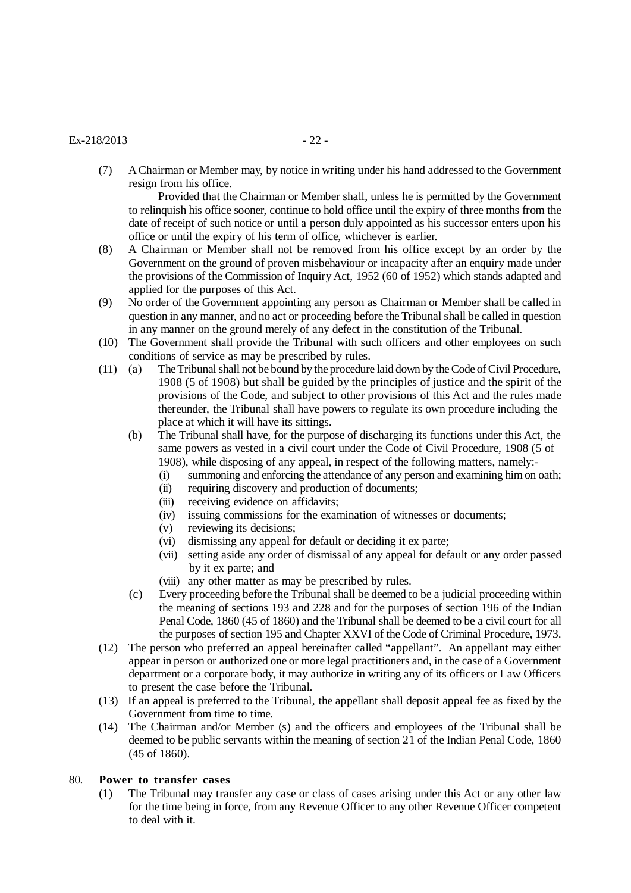(7) A Chairman or Member may, by notice in writing under his hand addressed to the Government resign from his office.

Provided that the Chairman or Member shall, unless he is permitted by the Government to relinquish his office sooner, continue to hold office until the expiry of three months from the date of receipt of such notice or until a person duly appointed as his successor enters upon his office or until the expiry of his term of office, whichever is earlier.

(8) A Chairman or Member shall not be removed from his office except by an order by the Government on the ground of proven misbehaviour or incapacity after an enquiry made under the provisions of the Commission of Inquiry Act, 1952 (60 of 1952) which stands adapted and applied for the purposes of this Act.

(9) No order of the Government appointing any person as Chairman or Member shall be called in question in any manner, and no act or proceeding before the Tribunal shall be called in question in any manner on the ground merely of any defect in the constitution of the Tribunal.

(10) The Government shall provide the Tribunal with such officers and other employees on such conditions of service as may be prescribed by rules.

(11) (a) The Tribunal shall not be bound by the procedure laid down by the Code of Civil Procedure, 1908 (5 of 1908) but shall be guided by the principles of justice and the spirit of the provisions of the Code, and subject to other provisions of this Act and the rules made thereunder, the Tribunal shall have powers to regulate its own procedure including the place at which it will have its sittings.

(b) The Tribunal shall have, for the purpose of discharging its functions under this Act, the same powers as vested in a civil court under the Code of Civil Procedure, 1908 (5 of 1908), while disposing of any appeal, in respect of the following matters, namely:-

(i) summoning and enforcing the attendance of any person and examining him on oath;
(ii) requiring discovery and production of documents;
(iii) receiving evidence on affidavits;
(iv) issuing commissions for the examination of witnesses or documents;
(v) reviewing its decisions;
(vi) dismissing any appeal for default or deciding it ex parte;
(vii) setting aside any order of dismissal of any appeal for default or any order passed by it ex parte; and
(viii) any other matter as may be prescribed by rules.

(c) Every proceeding before the Tribunal shall be deemed to be a judicial proceeding within the meaning of sections 193 and 228 and for the purposes of section 196 of the Indian Penal Code, 1860 (45 of 1860) and the Tribunal shall be deemed to be a civil court for all the purposes of section 195 and Chapter XXVI of the Code of Criminal Procedure, 1973.

(12) The person who preferred an appeal hereinafter called "appellant". An appellant may either appear in person or authorized one or more legal practitioners and, in the case of a Government department or a corporate body, it may authorize in writing any of its officers or Law Officers to present the case before the Tribunal.

(13) If an appeal is preferred to the Tribunal, the appellant shall deposit appeal fee as fixed by the Government from time to time.

(14) The Chairman and/or Member (s) and the officers and employees of the Tribunal shall be deemed to be public servants within the meaning of section 21 of the Indian Penal Code, 1860 (45 of 1860).

80. **Power to transfer cases**

(1) The Tribunal may transfer any case or class of cases arising under this Act or any other law for the time being in force, from any Revenue Officer to any other Revenue Officer competent to deal with it.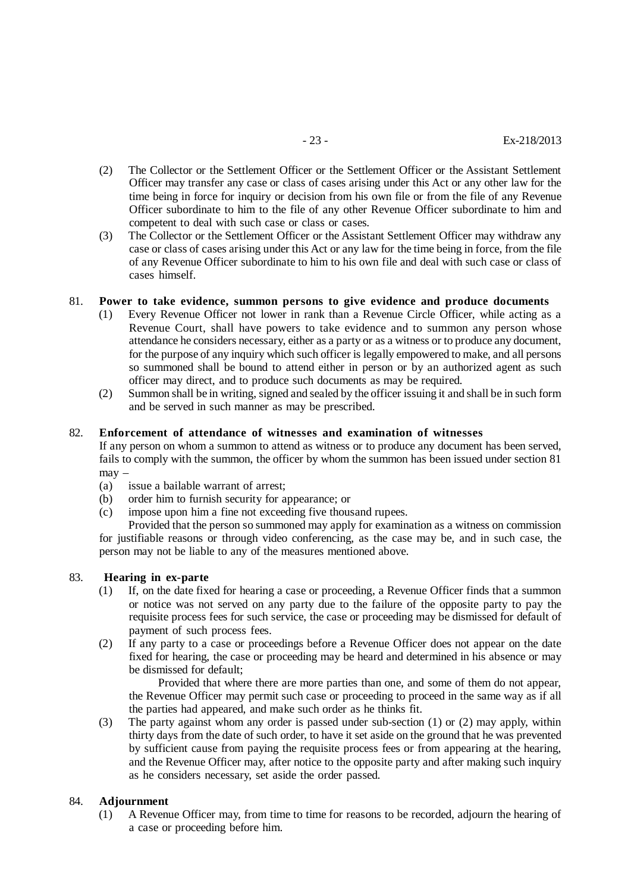(2) The Collector or the Settlement Officer or the Settlement Officer or the Assistant Settlement Officer may transfer any case or class of cases arising under this Act or any other law for the time being in force for inquiry or decision from his own file or from the file of any Revenue Officer subordinate to him to the file of any other Revenue Officer subordinate to him and competent to deal with such case or class or cases.

(3) The Collector or the Settlement Officer or the Assistant Settlement Officer may withdraw any case or class of cases arising under this Act or any law for the time being in force, from the file of any Revenue Officer subordinate to him to his own file and deal with such case or class of cases himself.

81. **Power to take evidence, summon persons to give evidence and produce documents**

(1) Every Revenue Officer not lower in rank than a Revenue Circle Officer, while acting as a Revenue Court, shall have powers to take evidence and to summon any person whose attendance he considers necessary, either as a party or as a witness or to produce any document, for the purpose of any inquiry which such officer is legally empowered to make, and all persons so summoned shall be bound to attend either in person or by an authorized agent as such officer may direct, and to produce such documents as may be required.

(2) Summon shall be in writing, signed and sealed by the officer issuing it and shall be in such form and be served in such manner as may be prescribed.

82. **Enforcement of attendance of witnesses and examination of witnesses**

If any person on whom a summon to attend as witness or to produce any document has been served, fails to comply with the summon, the officer by whom the summon has been issued under section 81 may –

(a) issue a bailable warrant of arrest;

(b) order him to furnish security for appearance; or

(c) impose upon him a fine not exceeding five thousand rupees.

Provided that the person so summoned may apply for examination as a witness on commission for justifiable reasons or through video conferencing, as the case may be, and in such case, the person may not be liable to any of the measures mentioned above.

83. **Hearing in ex-parte**

(1) If, on the date fixed for hearing a case or proceeding, a Revenue Officer finds that a summon or notice was not served on any party due to the failure of the opposite party to pay the requisite process fees for such service, the case or proceeding may be dismissed for default of payment of such process fees.

(2) If any party to a case or proceedings before a Revenue Officer does not appear on the date fixed for hearing, the case or proceeding may be heard and determined in his absence or may be dismissed for default;

Provided that where there are more parties than one, and some of them do not appear, the Revenue Officer may permit such case or proceeding to proceed in the same way as if all the parties had appeared, and make such order as he thinks fit.

(3) The party against whom any order is passed under sub-section (1) or (2) may apply, within thirty days from the date of such order, to have it set aside on the ground that he was prevented by sufficient cause from paying the requisite process fees or from appearing at the hearing, and the Revenue Officer may, after notice to the opposite party and after making such inquiry as he considers necessary, set aside the order passed.

84. **Adjournment**

(1) A Revenue Officer may, from time to time for reasons to be recorded, adjourn the hearing of a case or proceeding before him.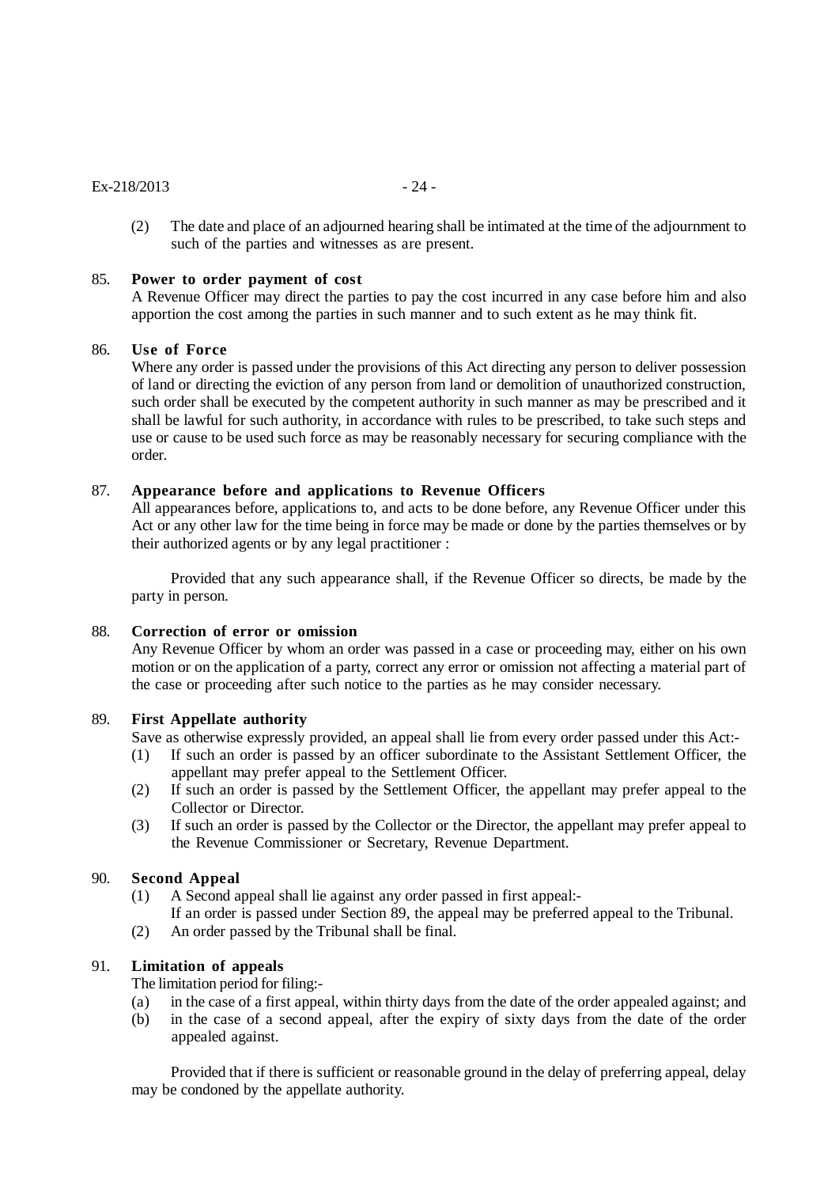(2) The date and place of an adjourned hearing shall be intimated at the time of the adjournment to such of the parties and witnesses as are present.

85. **Power to order payment of cost**

A Revenue Officer may direct the parties to pay the cost incurred in any case before him and also apportion the cost among the parties in such manner and to such extent as he may think fit.

86. **Use of Force**

Where any order is passed under the provisions of this Act directing any person to deliver possession of land or directing the eviction of any person from land or demolition of unauthorized construction, such order shall be executed by the competent authority in such manner as may be prescribed and it shall be lawful for such authority, in accordance with rules to be prescribed, to take such steps and use or cause to be used such force as may be reasonably necessary for securing compliance with the order.

87. **Appearance before and applications to Revenue Officers**

All appearances before, applications to, and acts to be done before, any Revenue Officer under this Act or any other law for the time being in force may be made or done by the parties themselves or by their authorized agents or by any legal practitioner :

Provided that any such appearance shall, if the Revenue Officer so directs, be made by the party in person.

88. **Correction of error or omission**

Any Revenue Officer by whom an order was passed in a case or proceeding may, either on his own motion or on the application of a party, correct any error or omission not affecting a material part of the case or proceeding after such notice to the parties as he may consider necessary.

89. **First Appellate authority**

Save as otherwise expressly provided, an appeal shall lie from every order passed under this Act:-

(1) If such an order is passed by an officer subordinate to the Assistant Settlement Officer, the appellant may prefer appeal to the Settlement Officer.

(2) If such an order is passed by the Settlement Officer, the appellant may prefer appeal to the Collector or Director.

(3) If such an order is passed by the Collector or the Director, the appellant may prefer appeal to the Revenue Commissioner or Secretary, Revenue Department.

90. **Second Appeal**

(1) A Second appeal shall lie against any order passed in first appeal:-

If an order is passed under Section 89, the appeal may be preferred appeal to the Tribunal.

(2) An order passed by the Tribunal shall be final.

91. **Limitation of appeals**

The limitation period for filing:-

(a) in the case of a first appeal, within thirty days from the date of the order appealed against; and

(b) in the case of a second appeal, after the expiry of sixty days from the date of the order appealed against.

Provided that if there is sufficient or reasonable ground in the delay of preferring appeal, delay may be condoned by the appellate authority.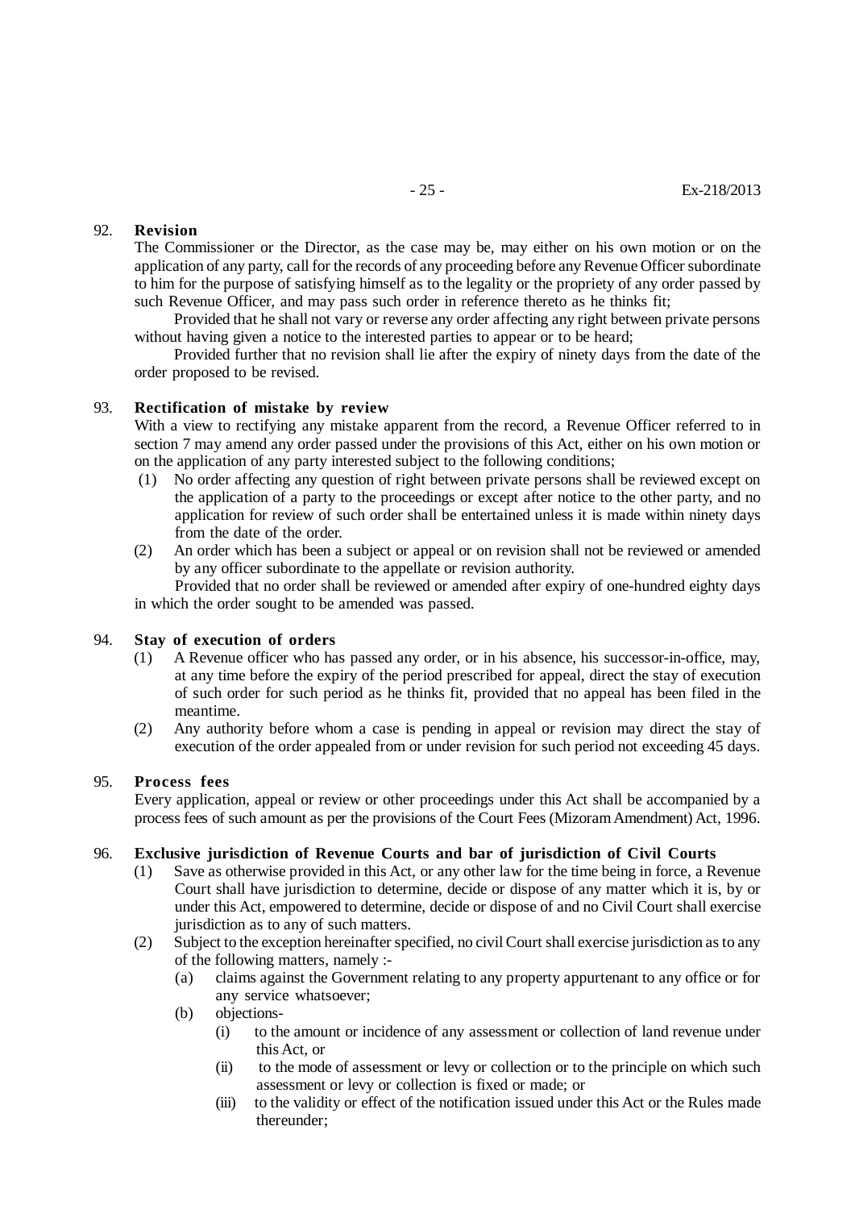### 92. Revision

The Commissioner or the Director, as the case may be, may either on his own motion or on the application of any party, call for the records of any proceeding before any Revenue Officer subordinate to him for the purpose of satisfying himself as to the legality or the propriety of any order passed by such Revenue Officer, and may pass such order in reference thereto as he thinks fit;

Provided that he shall not vary or reverse any order affecting any right between private persons without having given a notice to the interested parties to appear or to be heard;

Provided further that no revision shall lie after the expiry of ninety days from the date of the order proposed to be revised.

### 93. Rectification of mistake by review

With a view to rectifying any mistake apparent from the record, a Revenue Officer referred to in section 7 may amend any order passed under the provisions of this Act, either on his own motion or on the application of any party interested subject to the following conditions;

(1) No order affecting any question of right between private persons shall be reviewed except on the application of a party to the proceedings or except after notice to the other party, and no application for review of such order shall be entertained unless it is made within ninety days from the date of the order.

(2) An order which has been a subject or appeal or on revision shall not be reviewed or amended by any officer subordinate to the appellate or revision authority.

Provided that no order shall be reviewed or amended after expiry of one-hundred eighty days in which the order sought to be amended was passed.

### 94. Stay of execution of orders

(1) A Revenue officer who has passed any order, or in his absence, his successor-in-office, may, at any time before the expiry of the period prescribed for appeal, direct the stay of execution of such order for such period as he thinks fit, provided that no appeal has been filed in the meantime.

(2) Any authority before whom a case is pending in appeal or revision may direct the stay of execution of the order appealed from or under revision for such period not exceeding 45 days.

### 95. Process fees

Every application, appeal or review or other proceedings under this Act shall be accompanied by a process fees of such amount as per the provisions of the Court Fees (Mizoram Amendment) Act, 1996.

### 96. Exclusive jurisdiction of Revenue Courts and bar of jurisdiction of Civil Courts

(1) Save as otherwise provided in this Act, or any other law for the time being in force, a Revenue Court shall have jurisdiction to determine, decide or dispose of any matter which it is, by or under this Act, empowered to determine, decide or dispose of and no Civil Court shall exercise jurisdiction as to any of such matters.

(2) Subject to the exception hereinafter specified, no civil Court shall exercise jurisdiction as to any of the following matters, namely :-

  (a) claims against the Government relating to any property appurtenant to any office or for any service whatsoever;

  (b) objections-

    (i) to the amount or incidence of any assessment or collection of land revenue under this Act, or

    (ii) to the mode of assessment or levy or collection or to the principle on which such assessment or levy or collection is fixed or made; or

    (iii) to the validity or effect of the notification issued under this Act or the Rules made thereunder;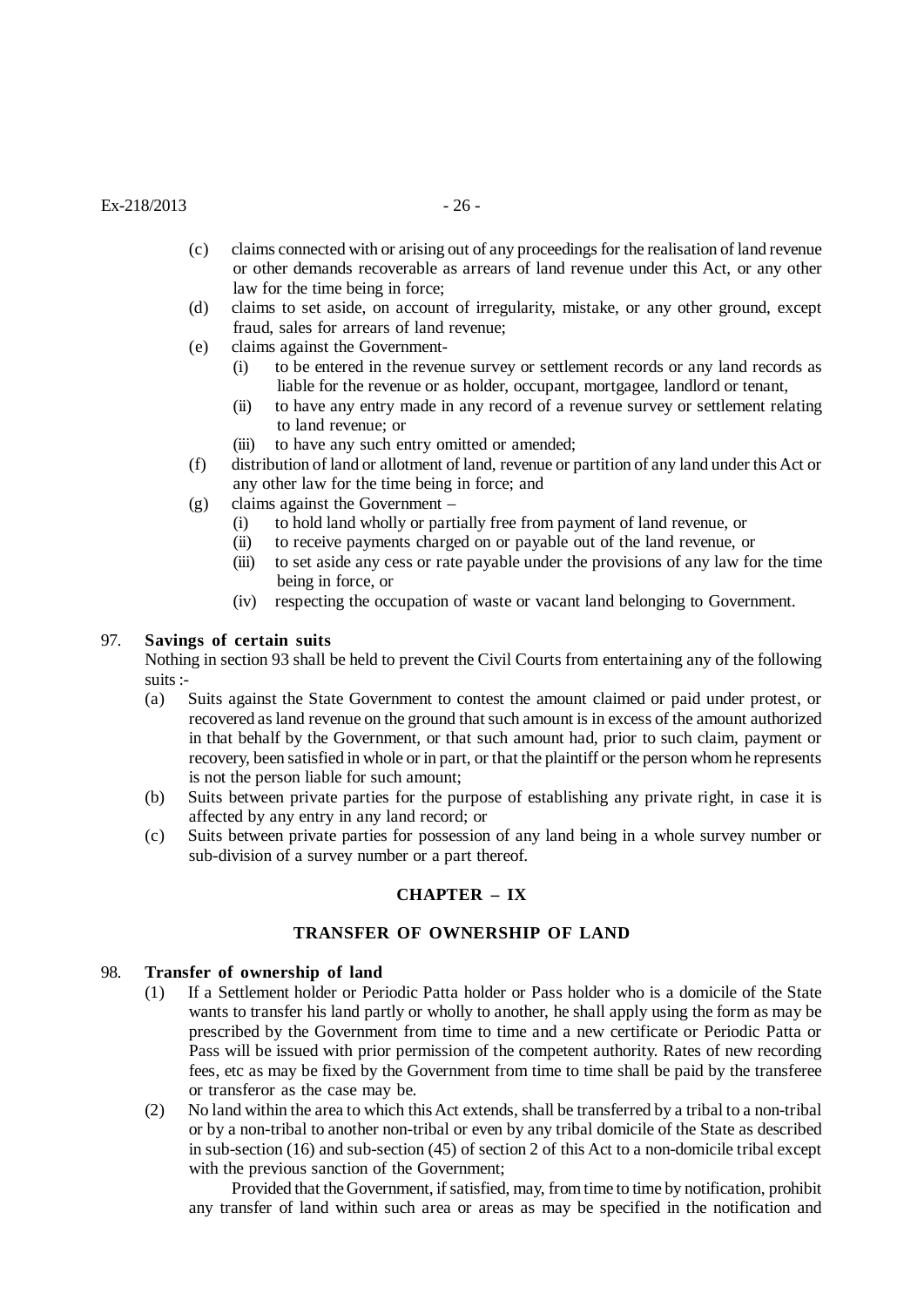(c) claims connected with or arising out of any proceedings for the realisation of land revenue or other demands recoverable as arrears of land revenue under this Act, or any other law for the time being in force;

(d) claims to set aside, on account of irregularity, mistake, or any other ground, except fraud, sales for arrears of land revenue;

(e) claims against the Government-

  (i) to be entered in the revenue survey or settlement records or any land records as liable for the revenue or as holder, occupant, mortgagee, landlord or tenant,

  (ii) to have any entry made in any record of a revenue survey or settlement relating to land revenue; or

  (iii) to have any such entry omitted or amended;

(f) distribution of land or allotment of land, revenue or partition of any land under this Act or any other law for the time being in force; and

(g) claims against the Government –

  (i) to hold land wholly or partially free from payment of land revenue, or

  (ii) to receive payments charged on or payable out of the land revenue, or

  (iii) to set aside any cess or rate payable under the provisions of any law for the time being in force, or

  (iv) respecting the occupation of waste or vacant land belonging to Government.

97. **Savings of certain suits**

Nothing in section 93 shall be held to prevent the Civil Courts from entertaining any of the following suits :-

(a) Suits against the State Government to contest the amount claimed or paid under protest, or recovered as land revenue on the ground that such amount is in excess of the amount authorized in that behalf by the Government, or that such amount had, prior to such claim, payment or recovery, been satisfied in whole or in part, or that the plaintiff or the person whom he represents is not the person liable for such amount;

(b) Suits between private parties for the purpose of establishing any private right, in case it is affected by any entry in any land record; or

(c) Suits between private parties for possession of any land being in a whole survey number or sub-division of a survey number or a part thereof.

## CHAPTER – IX

## TRANSFER OF OWNERSHIP OF LAND

98. **Transfer of ownership of land**

(1) If a Settlement holder or Periodic Patta holder or Pass holder who is a domicile of the State wants to transfer his land partly or wholly to another, he shall apply using the form as may be prescribed by the Government from time to time and a new certificate or Periodic Patta or Pass will be issued with prior permission of the competent authority. Rates of new recording fees, etc as may be fixed by the Government from time to time shall be paid by the transferee or transferor as the case may be.

(2) No land within the area to which this Act extends, shall be transferred by a tribal to a non-tribal or by a non-tribal to another non-tribal or even by any tribal domicile of the State as described in sub-section (16) and sub-section (45) of section 2 of this Act to a non-domicile tribal except with the previous sanction of the Government;

Provided that the Government, if satisfied, may, from time to time by notification, prohibit any transfer of land within such area or areas as may be specified in the notification and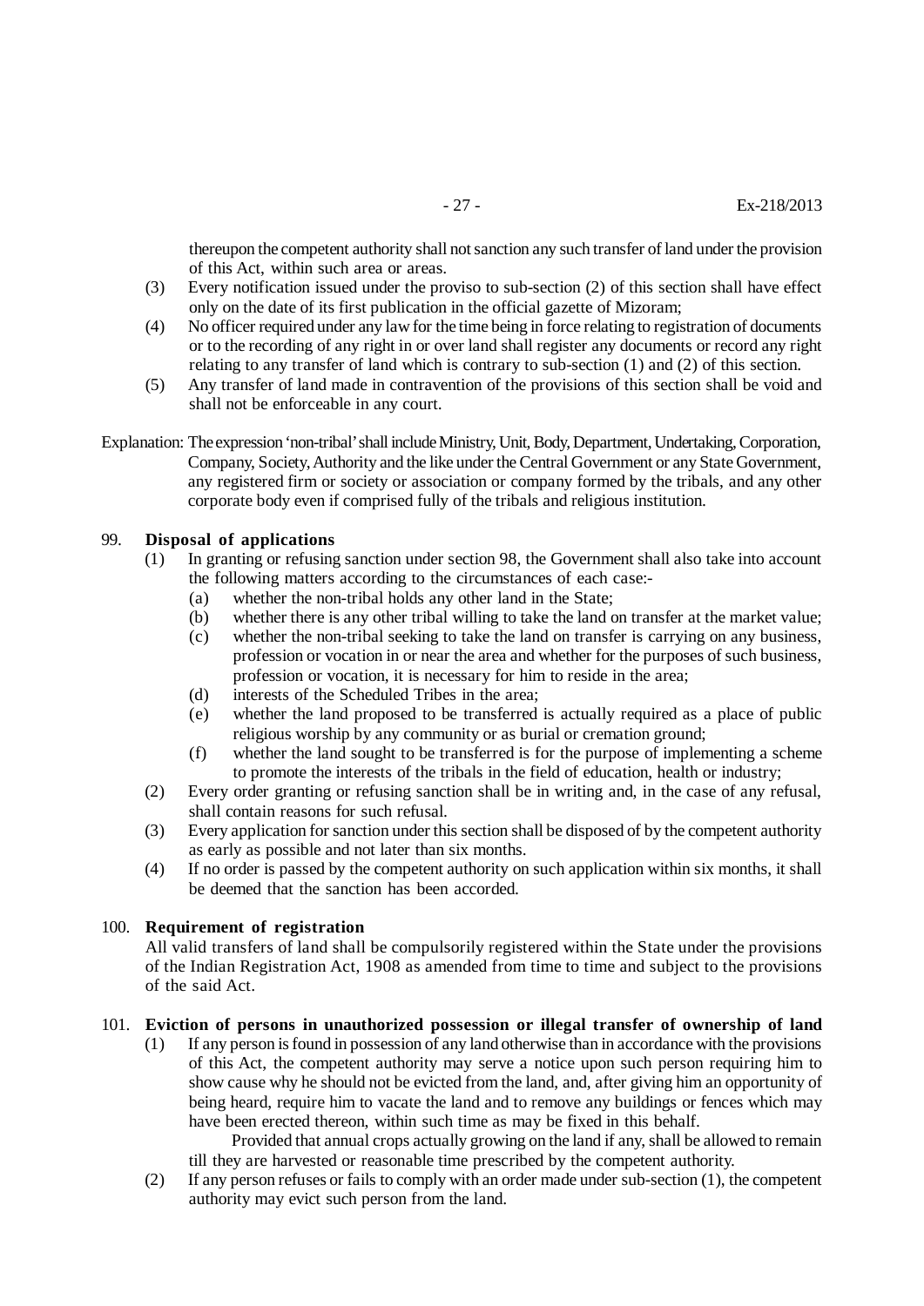thereupon the competent authority shall not sanction any such transfer of land under the provision of this Act, within such area or areas.

(3) Every notification issued under the proviso to sub-section (2) of this section shall have effect only on the date of its first publication in the official gazette of Mizoram;

(4) No officer required under any law for the time being in force relating to registration of documents or to the recording of any right in or over land shall register any documents or record any right relating to any transfer of land which is contrary to sub-section (1) and (2) of this section.

(5) Any transfer of land made in contravention of the provisions of this section shall be void and shall not be enforceable in any court.

Explanation: The expression 'non-tribal' shall include Ministry, Unit, Body, Department, Undertaking, Corporation, Company, Society, Authority and the like under the Central Government or any State Government, any registered firm or society or association or company formed by the tribals, and any other corporate body even if comprised fully of the tribals and religious institution.

### 99. Disposal of applications

(1) In granting or refusing sanction under section 98, the Government shall also take into account the following matters according to the circumstances of each case:-

- (a) whether the non-tribal holds any other land in the State;
- (b) whether there is any other tribal willing to take the land on transfer at the market value;
- (c) whether the non-tribal seeking to take the land on transfer is carrying on any business, profession or vocation in or near the area and whether for the purposes of such business, profession or vocation, it is necessary for him to reside in the area;
- (d) interests of the Scheduled Tribes in the area;
- (e) whether the land proposed to be transferred is actually required as a place of public religious worship by any community or as burial or cremation ground;
- (f) whether the land sought to be transferred is for the purpose of implementing a scheme to promote the interests of the tribals in the field of education, health or industry;

(2) Every order granting or refusing sanction shall be in writing and, in the case of any refusal, shall contain reasons for such refusal.

(3) Every application for sanction under this section shall be disposed of by the competent authority as early as possible and not later than six months.

(4) If no order is passed by the competent authority on such application within six months, it shall be deemed that the sanction has been accorded.

### 100. Requirement of registration

All valid transfers of land shall be compulsorily registered within the State under the provisions of the Indian Registration Act, 1908 as amended from time to time and subject to the provisions of the said Act.

### 101. Eviction of persons in unauthorized possession or illegal transfer of ownership of land

(1) If any person is found in possession of any land otherwise than in accordance with the provisions of this Act, the competent authority may serve a notice upon such person requiring him to show cause why he should not be evicted from the land, and, after giving him an opportunity of being heard, require him to vacate the land and to remove any buildings or fences which may have been erected thereon, within such time as may be fixed in this behalf.

Provided that annual crops actually growing on the land if any, shall be allowed to remain till they are harvested or reasonable time prescribed by the competent authority.

(2) If any person refuses or fails to comply with an order made under sub-section (1), the competent authority may evict such person from the land.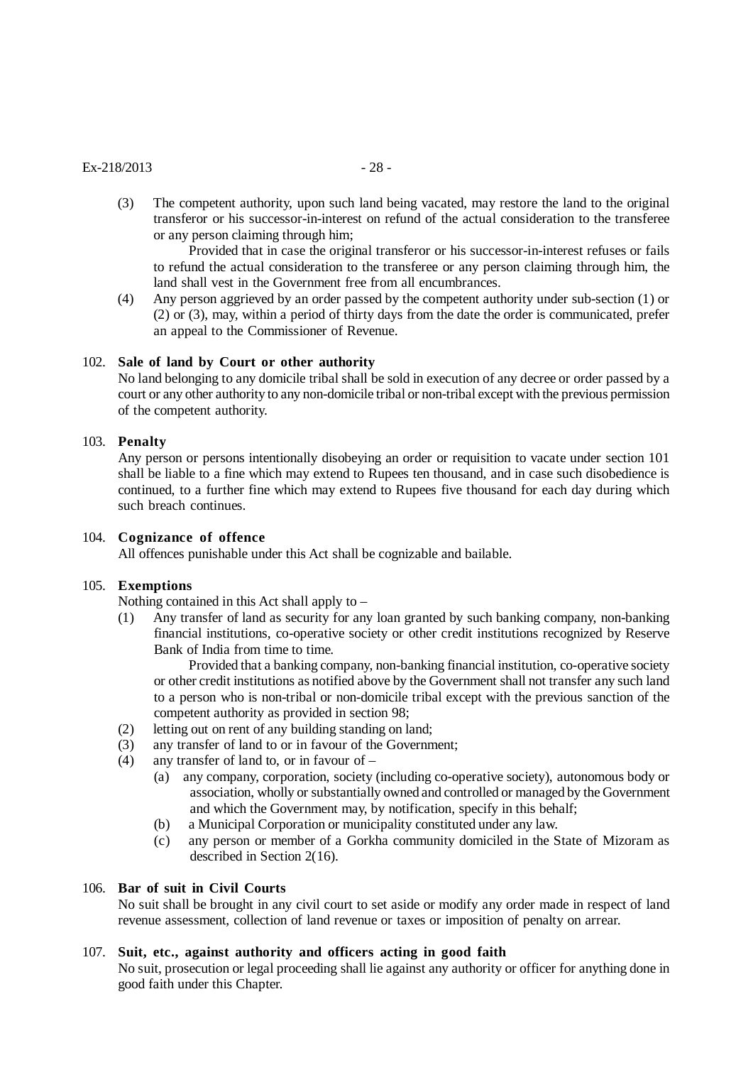(3) The competent authority, upon such land being vacated, may restore the land to the original transferor or his successor-in-interest on refund of the actual consideration to the transferee or any person claiming through him;

Provided that in case the original transferor or his successor-in-interest refuses or fails to refund the actual consideration to the transferee or any person claiming through him, the land shall vest in the Government free from all encumbrances.

(4) Any person aggrieved by an order passed by the competent authority under sub-section (1) or (2) or (3), may, within a period of thirty days from the date the order is communicated, prefer an appeal to the Commissioner of Revenue.

102. **Sale of land by Court or other authority**

No land belonging to any domicile tribal shall be sold in execution of any decree or order passed by a court or any other authority to any non-domicile tribal or non-tribal except with the previous permission of the competent authority.

103. **Penalty**

Any person or persons intentionally disobeying an order or requisition to vacate under section 101 shall be liable to a fine which may extend to Rupees ten thousand, and in case such disobedience is continued, to a further fine which may extend to Rupees five thousand for each day during which such breach continues.

104. **Cognizance of offence**

All offences punishable under this Act shall be cognizable and bailable.

105. **Exemptions**

Nothing contained in this Act shall apply to –

(1) Any transfer of land as security for any loan granted by such banking company, non-banking financial institutions, co-operative society or other credit institutions recognized by Reserve Bank of India from time to time.

Provided that a banking company, non-banking financial institution, co-operative society or other credit institutions as notified above by the Government shall not transfer any such land to a person who is non-tribal or non-domicile tribal except with the previous sanction of the competent authority as provided in section 98;

(2) letting out on rent of any building standing on land;

(3) any transfer of land to or in favour of the Government;

(4) any transfer of land to, or in favour of –

(a) any company, corporation, society (including co-operative society), autonomous body or association, wholly or substantially owned and controlled or managed by the Government and which the Government may, by notification, specify in this behalf;

(b) a Municipal Corporation or municipality constituted under any law.

(c) any person or member of a Gorkha community domiciled in the State of Mizoram as described in Section 2(16).

106. **Bar of suit in Civil Courts**

No suit shall be brought in any civil court to set aside or modify any order made in respect of land revenue assessment, collection of land revenue or taxes or imposition of penalty on arrear.

107. **Suit, etc., against authority and officers acting in good faith**

No suit, prosecution or legal proceeding shall lie against any authority or officer for anything done in good faith under this Chapter.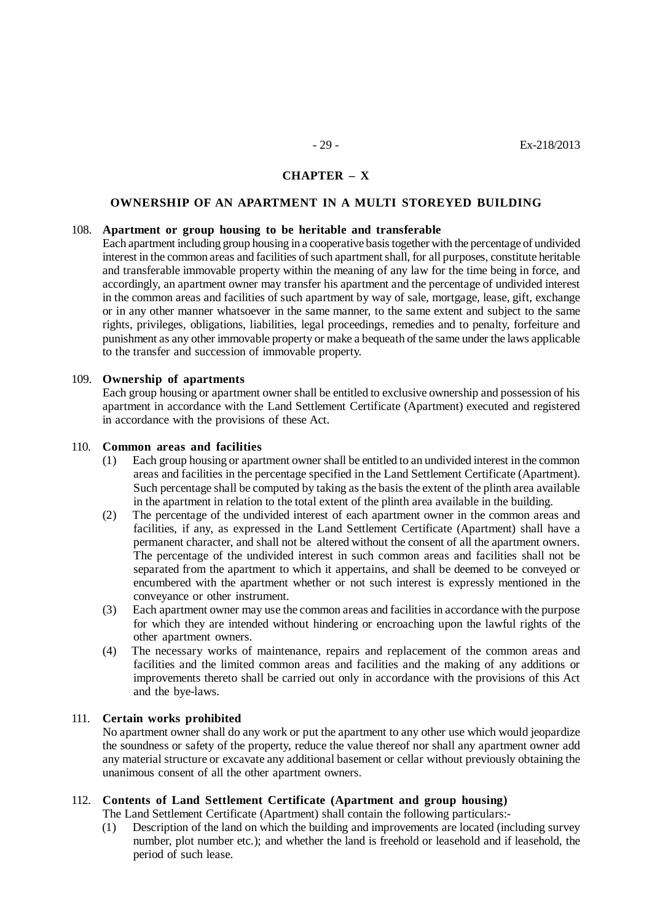## CHAPTER – X

### OWNERSHIP OF AN APARTMENT IN A MULTI STOREYED BUILDING

108. **Apartment or group housing to be heritable and transferable**

Each apartment including group housing in a cooperative basis together with the percentage of undivided interest in the common areas and facilities of such apartment shall, for all purposes, constitute heritable and transferable immovable property within the meaning of any law for the time being in force, and accordingly, an apartment owner may transfer his apartment and the percentage of undivided interest in the common areas and facilities of such apartment by way of sale, mortgage, lease, gift, exchange or in any other manner whatsoever in the same manner, to the same extent and subject to the same rights, privileges, obligations, liabilities, legal proceedings, remedies and to penalty, forfeiture and punishment as any other immovable property or make a bequeath of the same under the laws applicable to the transfer and succession of immovable property.

109. **Ownership of apartments**

Each group housing or apartment owner shall be entitled to exclusive ownership and possession of his apartment in accordance with the Land Settlement Certificate (Apartment) executed and registered in accordance with the provisions of these Act.

110. **Common areas and facilities**

(1) Each group housing or apartment owner shall be entitled to an undivided interest in the common areas and facilities in the percentage specified in the Land Settlement Certificate (Apartment). Such percentage shall be computed by taking as the basis the extent of the plinth area available in the apartment in relation to the total extent of the plinth area available in the building.

(2) The percentage of the undivided interest of each apartment owner in the common areas and facilities, if any, as expressed in the Land Settlement Certificate (Apartment) shall have a permanent character, and shall not be altered without the consent of all the apartment owners. The percentage of the undivided interest in such common areas and facilities shall not be separated from the apartment to which it appertains, and shall be deemed to be conveyed or encumbered with the apartment whether or not such interest is expressly mentioned in the conveyance or other instrument.

(3) Each apartment owner may use the common areas and facilities in accordance with the purpose for which they are intended without hindering or encroaching upon the lawful rights of the other apartment owners.

(4) The necessary works of maintenance, repairs and replacement of the common areas and facilities and the limited common areas and facilities and the making of any additions or improvements thereto shall be carried out only in accordance with the provisions of this Act and the bye-laws.

111. **Certain works prohibited**

No apartment owner shall do any work or put the apartment to any other use which would jeopardize the soundness or safety of the property, reduce the value thereof nor shall any apartment owner add any material structure or excavate any additional basement or cellar without previously obtaining the unanimous consent of all the other apartment owners.

112. **Contents of Land Settlement Certificate (Apartment and group housing)**

The Land Settlement Certificate (Apartment) shall contain the following particulars:-

(1) Description of the land on which the building and improvements are located (including survey number, plot number etc.); and whether the land is freehold or leasehold and if leasehold, the period of such lease.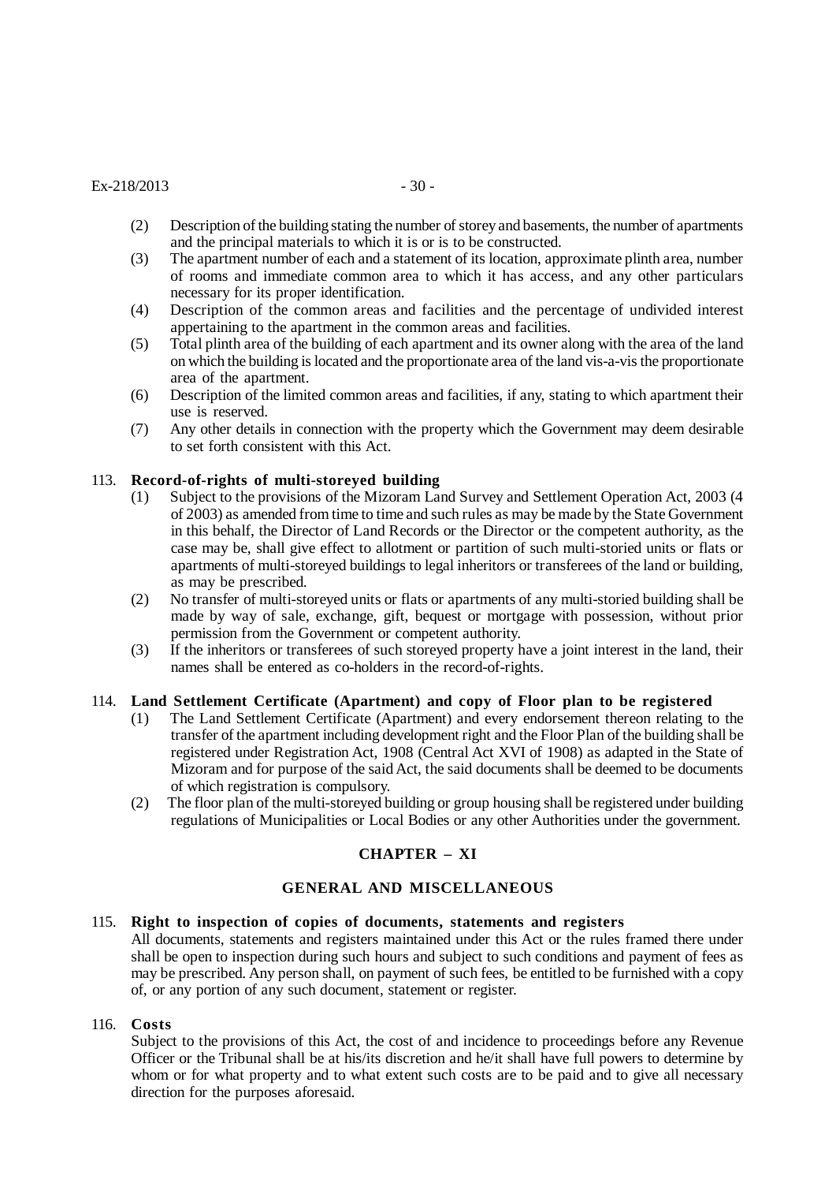(2) Description of the building stating the number of storey and basements, the number of apartments and the principal materials to which it is or is to be constructed.

(3) The apartment number of each and a statement of its location, approximate plinth area, number of rooms and immediate common area to which it has access, and any other particulars necessary for its proper identification.

(4) Description of the common areas and facilities and the percentage of undivided interest appertaining to the apartment in the common areas and facilities.

(5) Total plinth area of the building of each apartment and its owner along with the area of the land on which the building is located and the proportionate area of the land vis-a-vis the proportionate area of the apartment.

(6) Description of the limited common areas and facilities, if any, stating to which apartment their use is reserved.

(7) Any other details in connection with the property which the Government may deem desirable to set forth consistent with this Act.

113. **Record-of-rights of multi-storeyed building**

(1) Subject to the provisions of the Mizoram Land Survey and Settlement Operation Act, 2003 (4 of 2003) as amended from time to time and such rules as may be made by the State Government in this behalf, the Director of Land Records or the Director or the competent authority, as the case may be, shall give effect to allotment or partition of such multi-storied units or flats or apartments of multi-storeyed buildings to legal inheritors or transferees of the land or building, as may be prescribed.

(2) No transfer of multi-storeyed units or flats or apartments of any multi-storied building shall be made by way of sale, exchange, gift, bequest or mortgage with possession, without prior permission from the Government or competent authority.

(3) If the inheritors or transferees of such storeyed property have a joint interest in the land, their names shall be entered as co-holders in the record-of-rights.

114. **Land Settlement Certificate (Apartment) and copy of Floor plan to be registered**

(1) The Land Settlement Certificate (Apartment) and every endorsement thereon relating to the transfer of the apartment including development right and the Floor Plan of the building shall be registered under Registration Act, 1908 (Central Act XVI of 1908) as adapted in the State of Mizoram and for purpose of the said Act, the said documents shall be deemed to be documents of which registration is compulsory.

(2) The floor plan of the multi-storeyed building or group housing shall be registered under building regulations of Municipalities or Local Bodies or any other Authorities under the government.

## CHAPTER – XI

## GENERAL AND MISCELLANEOUS

115. **Right to inspection of copies of documents, statements and registers**

All documents, statements and registers maintained under this Act or the rules framed there under shall be open to inspection during such hours and subject to such conditions and payment of fees as may be prescribed. Any person shall, on payment of such fees, be entitled to be furnished with a copy of, or any portion of any such document, statement or register.

116. **Costs**

Subject to the provisions of this Act, the cost of and incidence to proceedings before any Revenue Officer or the Tribunal shall be at his/its discretion and he/it shall have full powers to determine by whom or for what property and to what extent such costs are to be paid and to give all necessary direction for the purposes aforesaid.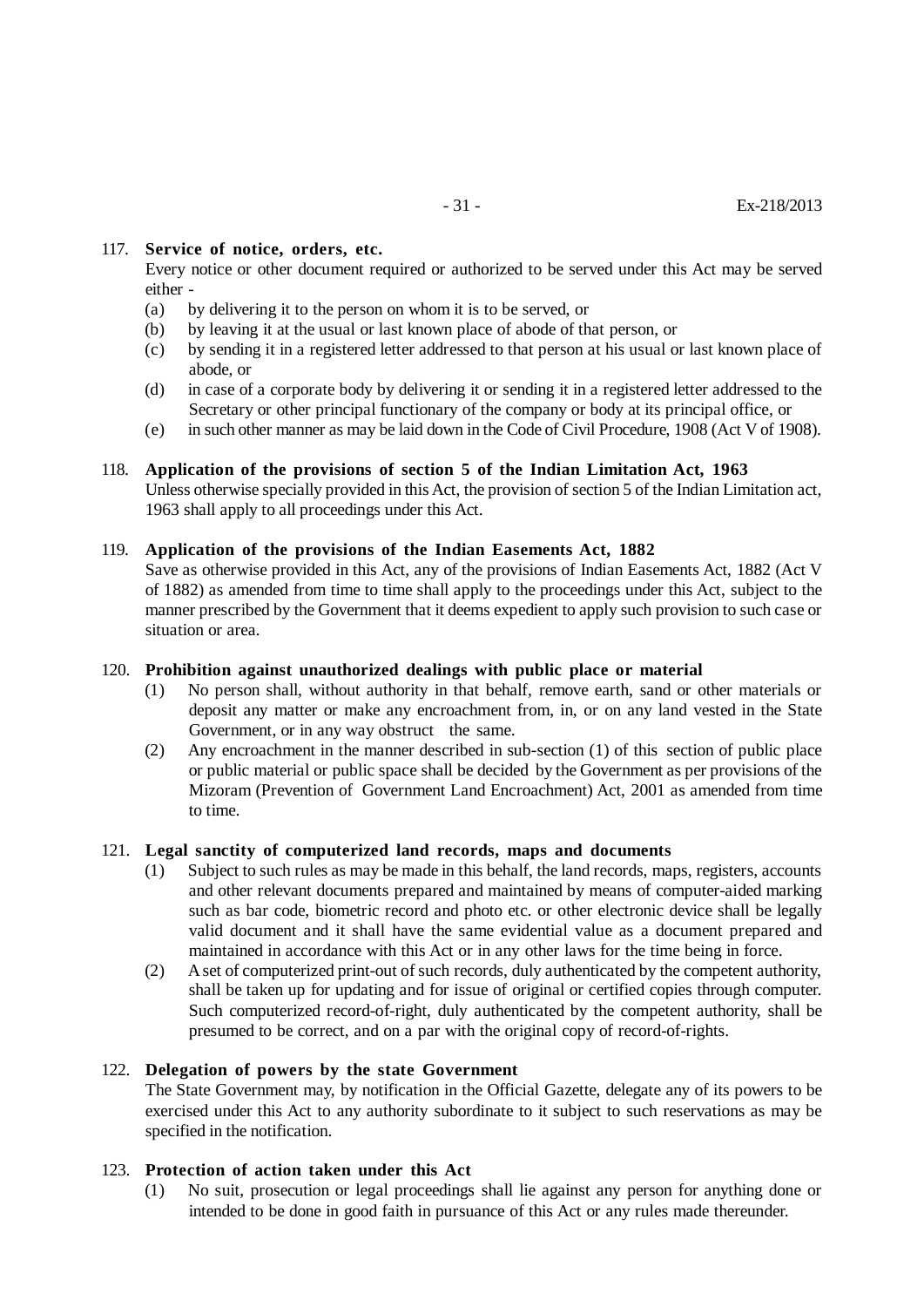**117. Service of notice, orders, etc.**

Every notice or other document required or authorized to be served under this Act may be served either -

- (a) by delivering it to the person on whom it is to be served, or
- (b) by leaving it at the usual or last known place of abode of that person, or
- (c) by sending it in a registered letter addressed to that person at his usual or last known place of abode, or
- (d) in case of a corporate body by delivering it or sending it in a registered letter addressed to the Secretary or other principal functionary of the company or body at its principal office, or
- (e) in such other manner as may be laid down in the Code of Civil Procedure, 1908 (Act V of 1908).

**118. Application of the provisions of section 5 of the Indian Limitation Act, 1963**

Unless otherwise specially provided in this Act, the provision of section 5 of the Indian Limitation act, 1963 shall apply to all proceedings under this Act.

**119. Application of the provisions of the Indian Easements Act, 1882**

Save as otherwise provided in this Act, any of the provisions of Indian Easements Act, 1882 (Act V of 1882) as amended from time to time shall apply to the proceedings under this Act, subject to the manner prescribed by the Government that it deems expedient to apply such provision to such case or situation or area.

**120. Prohibition against unauthorized dealings with public place or material**

- (1) No person shall, without authority in that behalf, remove earth, sand or other materials or deposit any matter or make any encroachment from, in, or on any land vested in the State Government, or in any way obstruct the same.
- (2) Any encroachment in the manner described in sub-section (1) of this section of public place or public material or public space shall be decided by the Government as per provisions of the Mizoram (Prevention of Government Land Encroachment) Act, 2001 as amended from time to time.

**121. Legal sanctity of computerized land records, maps and documents**

- (1) Subject to such rules as may be made in this behalf, the land records, maps, registers, accounts and other relevant documents prepared and maintained by means of computer-aided marking such as bar code, biometric record and photo etc. or other electronic device shall be legally valid document and it shall have the same evidential value as a document prepared and maintained in accordance with this Act or in any other laws for the time being in force.
- (2) A set of computerized print-out of such records, duly authenticated by the competent authority, shall be taken up for updating and for issue of original or certified copies through computer. Such computerized record-of-right, duly authenticated by the competent authority, shall be presumed to be correct, and on a par with the original copy of record-of-rights.

**122. Delegation of powers by the state Government**

The State Government may, by notification in the Official Gazette, delegate any of its powers to be exercised under this Act to any authority subordinate to it subject to such reservations as may be specified in the notification.

**123. Protection of action taken under this Act**

- (1) No suit, prosecution or legal proceedings shall lie against any person for anything done or intended to be done in good faith in pursuance of this Act or any rules made thereunder.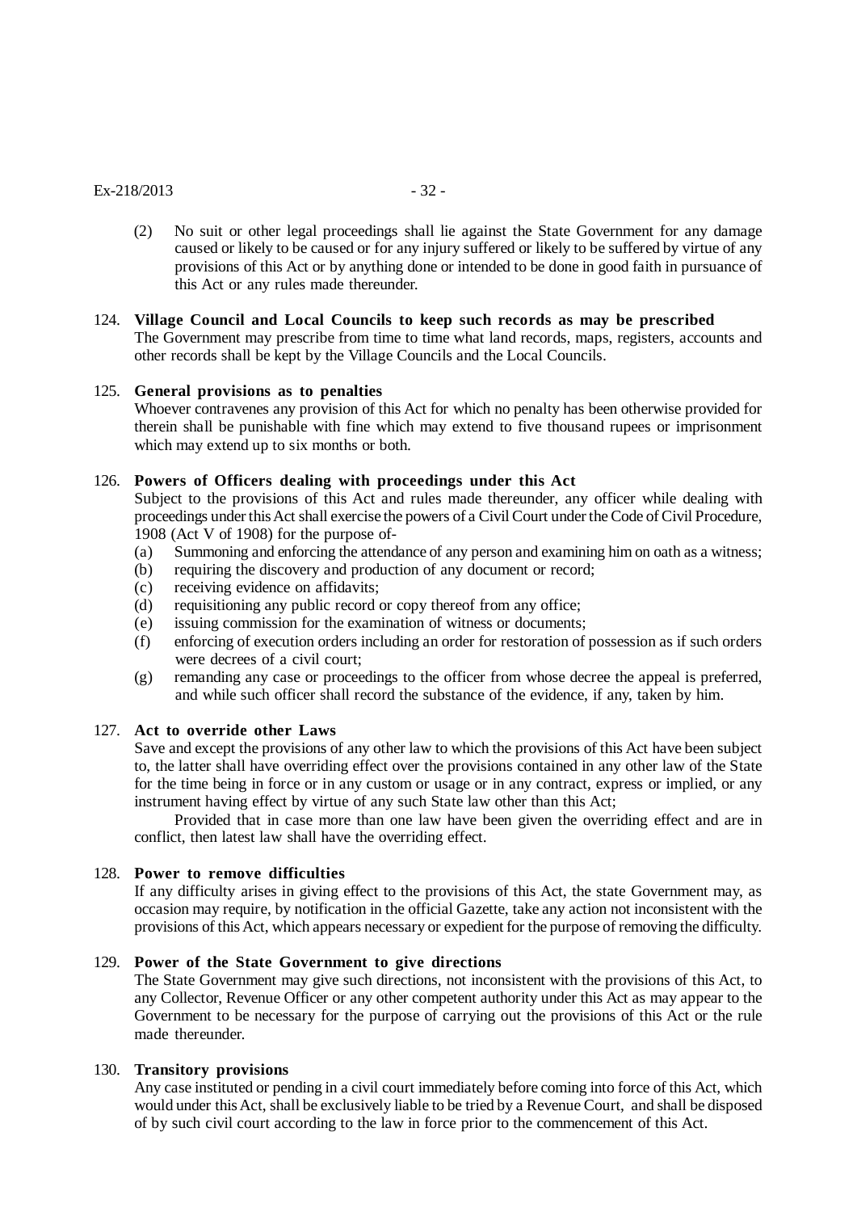(2) No suit or other legal proceedings shall lie against the State Government for any damage caused or likely to be caused or for any injury suffered or likely to be suffered by virtue of any provisions of this Act or by anything done or intended to be done in good faith in pursuance of this Act or any rules made thereunder.

124. **Village Council and Local Councils to keep such records as may be prescribed**
The Government may prescribe from time to time what land records, maps, registers, accounts and other records shall be kept by the Village Councils and the Local Councils.

125. **General provisions as to penalties**
Whoever contravenes any provision of this Act for which no penalty has been otherwise provided for therein shall be punishable with fine which may extend to five thousand rupees or imprisonment which may extend up to six months or both.

126. **Powers of Officers dealing with proceedings under this Act**
Subject to the provisions of this Act and rules made thereunder, any officer while dealing with proceedings under this Act shall exercise the powers of a Civil Court under the Code of Civil Procedure, 1908 (Act V of 1908) for the purpose of-

(a) Summoning and enforcing the attendance of any person and examining him on oath as a witness;
(b) requiring the discovery and production of any document or record;
(c) receiving evidence on affidavits;
(d) requisitioning any public record or copy thereof from any office;
(e) issuing commission for the examination of witness or documents;
(f) enforcing of execution orders including an order for restoration of possession as if such orders were decrees of a civil court;
(g) remanding any case or proceedings to the officer from whose decree the appeal is preferred, and while such officer shall record the substance of the evidence, if any, taken by him.

127. **Act to override other Laws**
Save and except the provisions of any other law to which the provisions of this Act have been subject to, the latter shall have overriding effect over the provisions contained in any other law of the State for the time being in force or in any custom or usage or in any contract, express or implied, or any instrument having effect by virtue of any such State law other than this Act;

Provided that in case more than one law have been given the overriding effect and are in conflict, then latest law shall have the overriding effect.

128. **Power to remove difficulties**
If any difficulty arises in giving effect to the provisions of this Act, the state Government may, as occasion may require, by notification in the official Gazette, take any action not inconsistent with the provisions of this Act, which appears necessary or expedient for the purpose of removing the difficulty.

129. **Power of the State Government to give directions**
The State Government may give such directions, not inconsistent with the provisions of this Act, to any Collector, Revenue Officer or any other competent authority under this Act as may appear to the Government to be necessary for the purpose of carrying out the provisions of this Act or the rule made thereunder.

130. **Transitory provisions**
Any case instituted or pending in a civil court immediately before coming into force of this Act, which would under this Act, shall be exclusively liable to be tried by a Revenue Court, and shall be disposed of by such civil court according to the law in force prior to the commencement of this Act.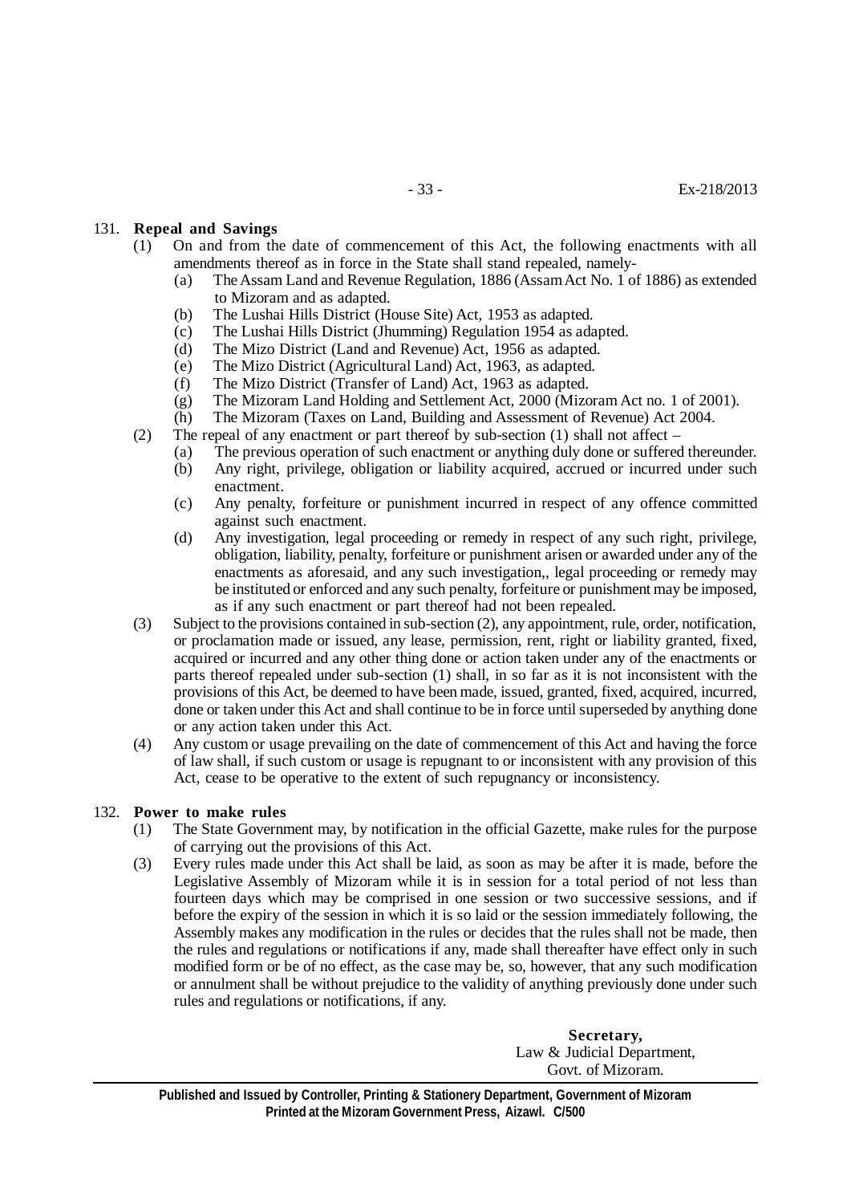131. **Repeal and Savings**

(1) On and from the date of commencement of this Act, the following enactments with all amendments thereof as in force in the State shall stand repealed, namely-

(a) The Assam Land and Revenue Regulation, 1886 (Assam Act No. 1 of 1886) as extended to Mizoram and as adapted.

(b) The Lushai Hills District (House Site) Act, 1953 as adapted.

(c) The Lushai Hills District (Jhumming) Regulation 1954 as adapted.

(d) The Mizo District (Land and Revenue) Act, 1956 as adapted.

(e) The Mizo District (Agricultural Land) Act, 1963, as adapted.

(f) The Mizo District (Transfer of Land) Act, 1963 as adapted.

(g) The Mizoram Land Holding and Settlement Act, 2000 (Mizoram Act no. 1 of 2001).

(h) The Mizoram (Taxes on Land, Building and Assessment of Revenue) Act 2004.

(2) The repeal of any enactment or part thereof by sub-section (1) shall not affect –

(a) The previous operation of such enactment or anything duly done or suffered thereunder.

(b) Any right, privilege, obligation or liability acquired, accrued or incurred under such enactment.

(c) Any penalty, forfeiture or punishment incurred in respect of any offence committed against such enactment.

(d) Any investigation, legal proceeding or remedy in respect of any such right, privilege, obligation, liability, penalty, forfeiture or punishment arisen or awarded under any of the enactments as aforesaid, and any such investigation,, legal proceeding or remedy may be instituted or enforced and any such penalty, forfeiture or punishment may be imposed, as if any such enactment or part thereof had not been repealed.

(3) Subject to the provisions contained in sub-section (2), any appointment, rule, order, notification, or proclamation made or issued, any lease, permission, rent, right or liability granted, fixed, acquired or incurred and any other thing done or action taken under any of the enactments or parts thereof repealed under sub-section (1) shall, in so far as it is not inconsistent with the provisions of this Act, be deemed to have been made, issued, granted, fixed, acquired, incurred, done or taken under this Act and shall continue to be in force until superseded by anything done or any action taken under this Act.

(4) Any custom or usage prevailing on the date of commencement of this Act and having the force of law shall, if such custom or usage is repugnant to or inconsistent with any provision of this Act, cease to be operative to the extent of such repugnancy or inconsistency.

132. **Power to make rules**

(1) The State Government may, by notification in the official Gazette, make rules for the purpose of carrying out the provisions of this Act.

(3) Every rules made under this Act shall be laid, as soon as may be after it is made, before the Legislative Assembly of Mizoram while it is in session for a total period of not less than fourteen days which may be comprised in one session or two successive sessions, and if before the expiry of the session in which it is so laid or the session immediately following, the Assembly makes any modification in the rules or decides that the rules shall not be made, then the rules and regulations or notifications if any, made shall thereafter have effect only in such modified form or be of no effect, as the case may be, so, however, that any such modification or annulment shall be without prejudice to the validity of anything previously done under such rules and regulations or notifications, if any.

**Secretary,**
Law & Judicial Department,
Govt. of Mizoram.

---

**Published and Issued by Controller, Printing & Stationery Department, Government of Mizoram**
**Printed at the Mizoram Government Press, Aizawl. C/500**